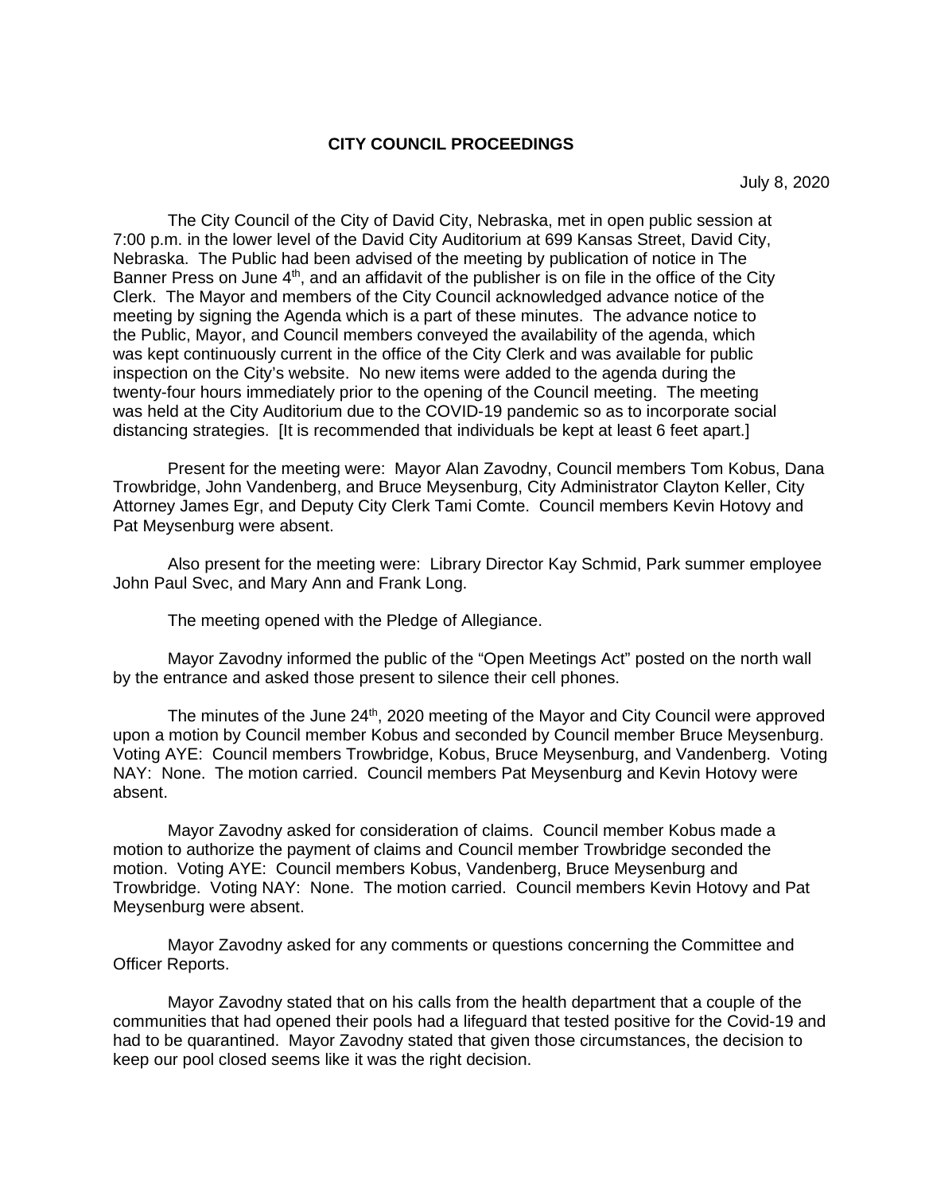# CITY COUNCIL PROCEEDINGS

July 8, 2020

The City Council of the City of David City, Nebraska, met in open public session at 7:00 p.m. in the lower level of the David City Auditorium at 699 Kansas Street, David City, Nebraska. The Public had been advised of the meeting by publication of notice in The Banner Press on June 4th, and an affidavit of the publisher is on file in the office of the City Clerk. The Mayor and members of the City Council acknowledged advance notice of the meeting by signing the Agenda which is a part of these minutes. The advance notice to the Public, Mayor, and Council members conveyed the availability of the agenda, which was kept continuously current in the office of the City Clerk and was available for public inspection on the City's website. No new items were added to the agenda during the twenty-four hours immediately prior to the opening of the Council meeting. The meeting was held at the City Auditorium due to the COVID-19 pandemic so as to incorporate social distancing strategies. [It is recommended that individuals be kept at least 6 feet apart.]

Present for the meeting were: Mayor Alan Zavodny, Council members Tom Kobus, Dana Trowbridge, John Vandenberg, and Bruce Meysenburg, City Administrator Clayton Keller, City Attorney James Egr, and Deputy City Clerk Tami Comte. Council members Kevin Hotovy and Pat Meysenburg were absent.

Also present for the meeting were: Library Director Kay Schmid, Park summer employee John Paul Svec, and Mary Ann and Frank Long.

The meeting opened with the Pledge of Allegiance.

Mayor Zavodny informed the public of the "Open Meetings Act" posted on the north wall by the entrance and asked those present to silence their cell phones.

The minutes of the June 24th, 2020 meeting of the Mayor and City Council were approved upon a motion by Council member Kobus and seconded by Council member Bruce Meysenburg. Voting AYE: Council members Trowbridge, Kobus, Bruce Meysenburg, and Vandenberg. Voting NAY: None. The motion carried. Council members Pat Meysenburg and Kevin Hotovy were absent.

Mayor Zavodny asked for consideration of claims. Council member Kobus made a motion to authorize the payment of claims and Council member Trowbridge seconded the motion. Voting AYE: Council members Kobus, Vandenberg, Bruce Meysenburg and Trowbridge. Voting NAY: None. The motion carried. Council members Kevin Hotovy and Pat Meysenburg were absent.

Mayor Zavodny asked for any comments or questions concerning the Committee and Officer Reports.

Mayor Zavodny stated that on his calls from the health department that a couple of the communities that had opened their pools had a lifeguard that tested positive for the Covid-19 and had to be quarantined. Mayor Zavodny stated that given those circumstances, the decision to keep our pool closed seems like it was the right decision.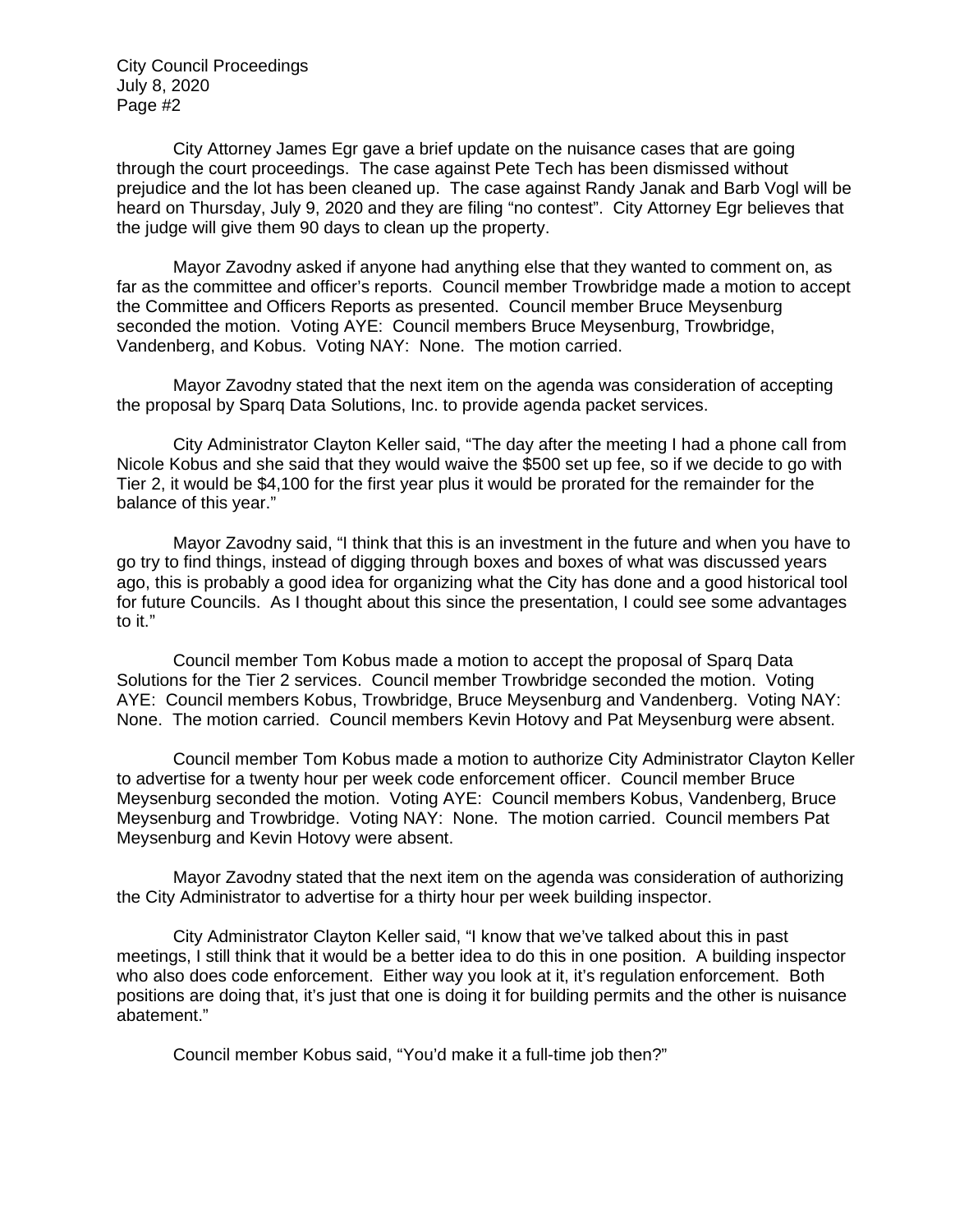City Attorney James Egr gave a brief update on the nuisance cases that are going through the court proceedings. The case against Pete Tech has been dismissed without prejudice and the lot has been cleaned up. The case against Randy Janak and Barb Vogl will be heard on Thursday, July 9, 2020 and they are filing "no contest". City Attorney Egr believes that the judge will give them 90 days to clean up the property.

Mayor Zavodny asked if anyone had anything else that they wanted to comment on, as far as the committee and officer's reports. Council member Trowbridge made a motion to accept the Committee and Officers Reports as presented. Council member Bruce Meysenburg seconded the motion. Voting AYE: Council members Bruce Meysenburg, Trowbridge, Vandenberg, and Kobus. Voting NAY: None. The motion carried.

Mayor Zavodny stated that the next item on the agenda was consideration of accepting the proposal by Sparq Data Solutions, Inc. to provide agenda packet services.

City Administrator Clayton Keller said, "The day after the meeting I had a phone call from Nicole Kobus and she said that they would waive the $500 set up fee, so if we decide to go with Tier 2, it would be $4,100 for the first year plus it would be prorated for the remainder for the balance of this year."

Mayor Zavodny said, "I think that this is an investment in the future and when you have to go try to find things, instead of digging through boxes and boxes of what was discussed years ago, this is probably a good idea for organizing what the City has done and a good historical tool for future Councils. As I thought about this since the presentation, I could see some advantages to it."

Council member Tom Kobus made a motion to accept the proposal of Sparq Data Solutions for the Tier 2 services. Council member Trowbridge seconded the motion. Voting AYE: Council members Kobus, Trowbridge, Bruce Meysenburg and Vandenberg. Voting NAY: None. The motion carried. Council members Kevin Hotovy and Pat Meysenburg were absent.

Council member Tom Kobus made a motion to authorize City Administrator Clayton Keller to advertise for a twenty hour per week code enforcement officer. Council member Bruce Meysenburg seconded the motion. Voting AYE: Council members Kobus, Vandenberg, Bruce Meysenburg and Trowbridge. Voting NAY: None. The motion carried. Council members Pat Meysenburg and Kevin Hotovy were absent.

Mayor Zavodny stated that the next item on the agenda was consideration of authorizing the City Administrator to advertise for a thirty hour per week building inspector.

City Administrator Clayton Keller said, "I know that we've talked about this in past meetings, I still think that it would be a better idea to do this in one position. A building inspector who also does code enforcement. Either way you look at it, it's regulation enforcement. Both positions are doing that, it's just that one is doing it for building permits and the other is nuisance abatement."

Council member Kobus said, "You'd make it a full-time job then?"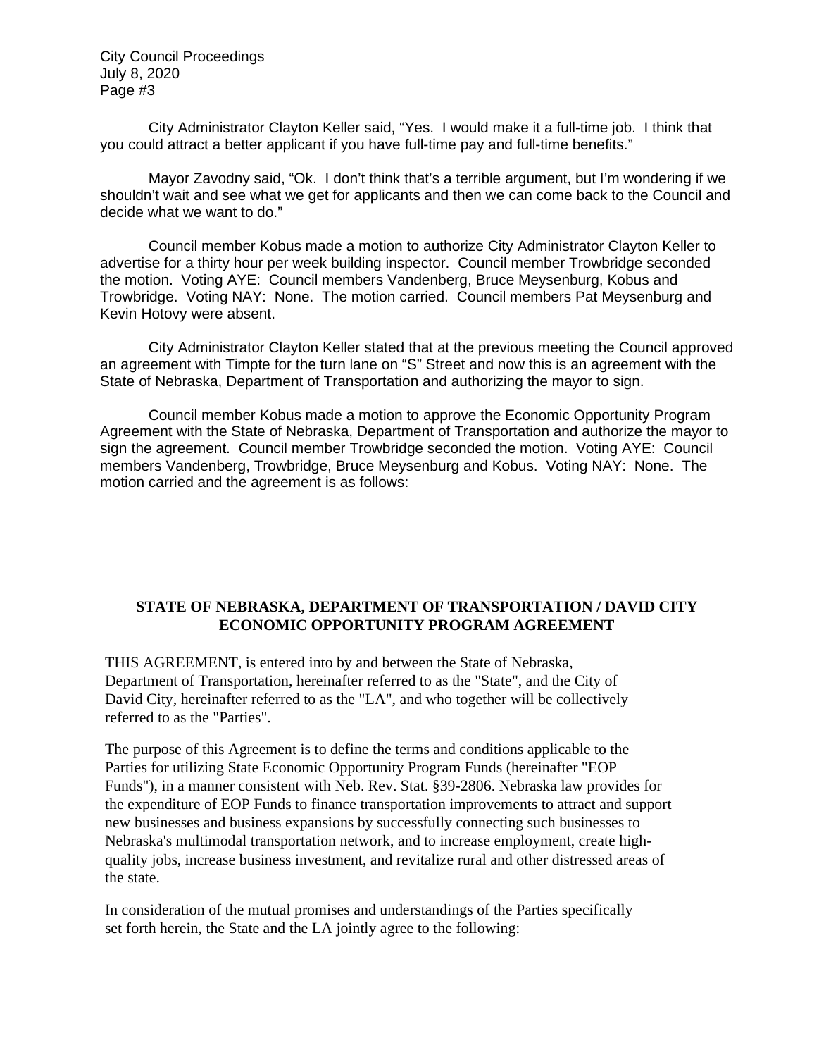City Administrator Clayton Keller said, “Yes. I would make it a full-time job. I think that you could attract a better applicant if you have full-time pay and full-time benefits.”

Mayor Zavodny said, “Ok. I don’t think that’s a terrible argument, but I’m wondering if we shouldn’t wait and see what we get for applicants and then we can come back to the Council and decide what we want to do.”

Council member Kobus made a motion to authorize City Administrator Clayton Keller to advertise for a thirty hour per week building inspector. Council member Trowbridge seconded the motion. Voting AYE: Council members Vandenberg, Bruce Meysenburg, Kobus and Trowbridge. Voting NAY: None. The motion carried. Council members Pat Meysenburg and Kevin Hotovy were absent.

City Administrator Clayton Keller stated that at the previous meeting the Council approved an agreement with Timpte for the turn lane on “S” Street and now this is an agreement with the State of Nebraska, Department of Transportation and authorizing the mayor to sign.

Council member Kobus made a motion to approve the Economic Opportunity Program Agreement with the State of Nebraska, Department of Transportation and authorize the mayor to sign the agreement. Council member Trowbridge seconded the motion. Voting AYE: Council members Vandenberg, Trowbridge, Bruce Meysenburg and Kobus. Voting NAY: None. The motion carried and the agreement is as follows:

**STATE OF NEBRASKA, DEPARTMENT OF TRANSPORTATION / DAVID CITY ECONOMIC OPPORTUNITY PROGRAM AGREEMENT**

THIS AGREEMENT, is entered into by and between the State of Nebraska, Department of Transportation, hereinafter referred to as the "State", and the City of David City, hereinafter referred to as the "LA", and who together will be collectively referred to as the "Parties".

The purpose of this Agreement is to define the terms and conditions applicable to the Parties for utilizing State Economic Opportunity Program Funds (hereinafter "EOP Funds"), in a manner consistent with Neb. Rev. Stat. §39-2806. Nebraska law provides for the expenditure of EOP Funds to finance transportation improvements to attract and support new businesses and business expansions by successfully connecting such businesses to Nebraska's multimodal transportation network, and to increase employment, create high-quality jobs, increase business investment, and revitalize rural and other distressed areas of the state.

In consideration of the mutual promises and understandings of the Parties specifically set forth herein, the State and the LA jointly agree to the following: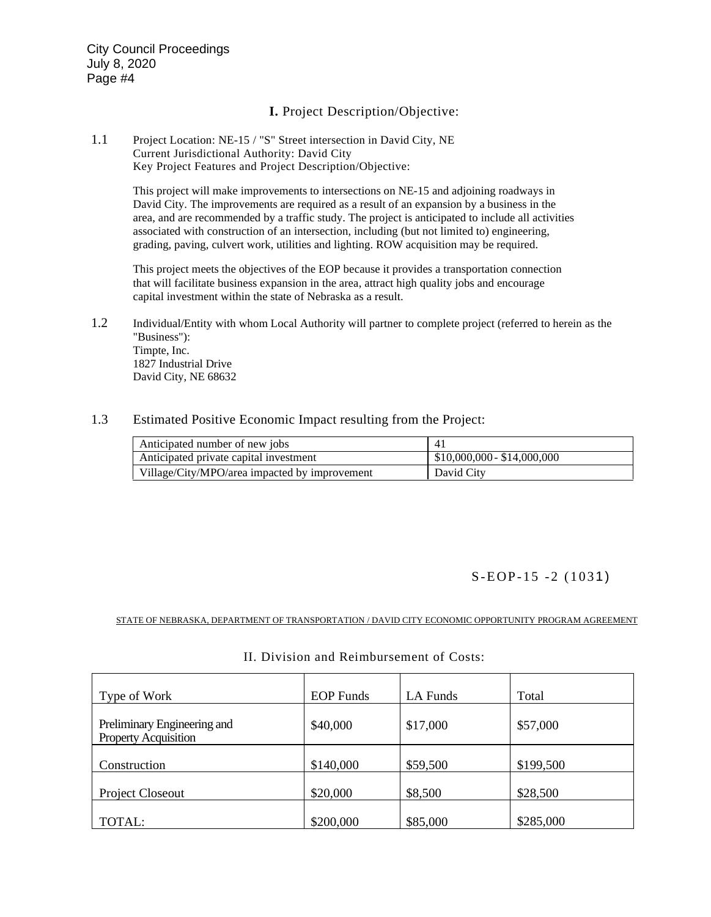## I. Project Description/Objective:

1.1 Project Location: NE-15 / "S" Street intersection in David City, NE
Current Jurisdictional Authority: David City
Key Project Features and Project Description/Objective:

This project will make improvements to intersections on NE-15 and adjoining roadways in David City. The improvements are required as a result of an expansion by a business in the area, and are recommended by a traffic study. The project is anticipated to include all activities associated with construction of an intersection, including (but not limited to) engineering, grading, paving, culvert work, utilities and lighting. ROW acquisition may be required.

This project meets the objectives of the EOP because it provides a transportation connection that will facilitate business expansion in the area, attract high quality jobs and encourage capital investment within the state of Nebraska as a result.

1.2 Individual/Entity with whom Local Authority will partner to complete project (referred to herein as the "Business"):
Timpte, Inc.
1827 Industrial Drive
David City, NE 68632

1.3 Estimated Positive Economic Impact resulting from the Project:

| Anticipated number of new jobs | 41 |
|---|---|
| Anticipated private capital investment | $10,000,000 - $14,000,000 |
| Village/City/MPO/area impacted by improvement | David City |

S-EOP-15 -2 (1031)

STATE OF NEBRASKA, DEPARTMENT OF TRANSPORTATION / DAVID CITY ECONOMIC OPPORTUNITY PROGRAM AGREEMENT

## II. Division and Reimbursement of Costs:

| Type of Work | EOP Funds | LA Funds | Total |
|---|---|---|---|
| Preliminary Engineering and Property Acquisition | $40,000 | $17,000 | $57,000 |
| Construction | $140,000 | $59,500 | $199,500 |
| Project Closeout | $20,000 | $8,500 | $28,500 |
| TOTAL: | $200,000 | $85,000 | $285,000 |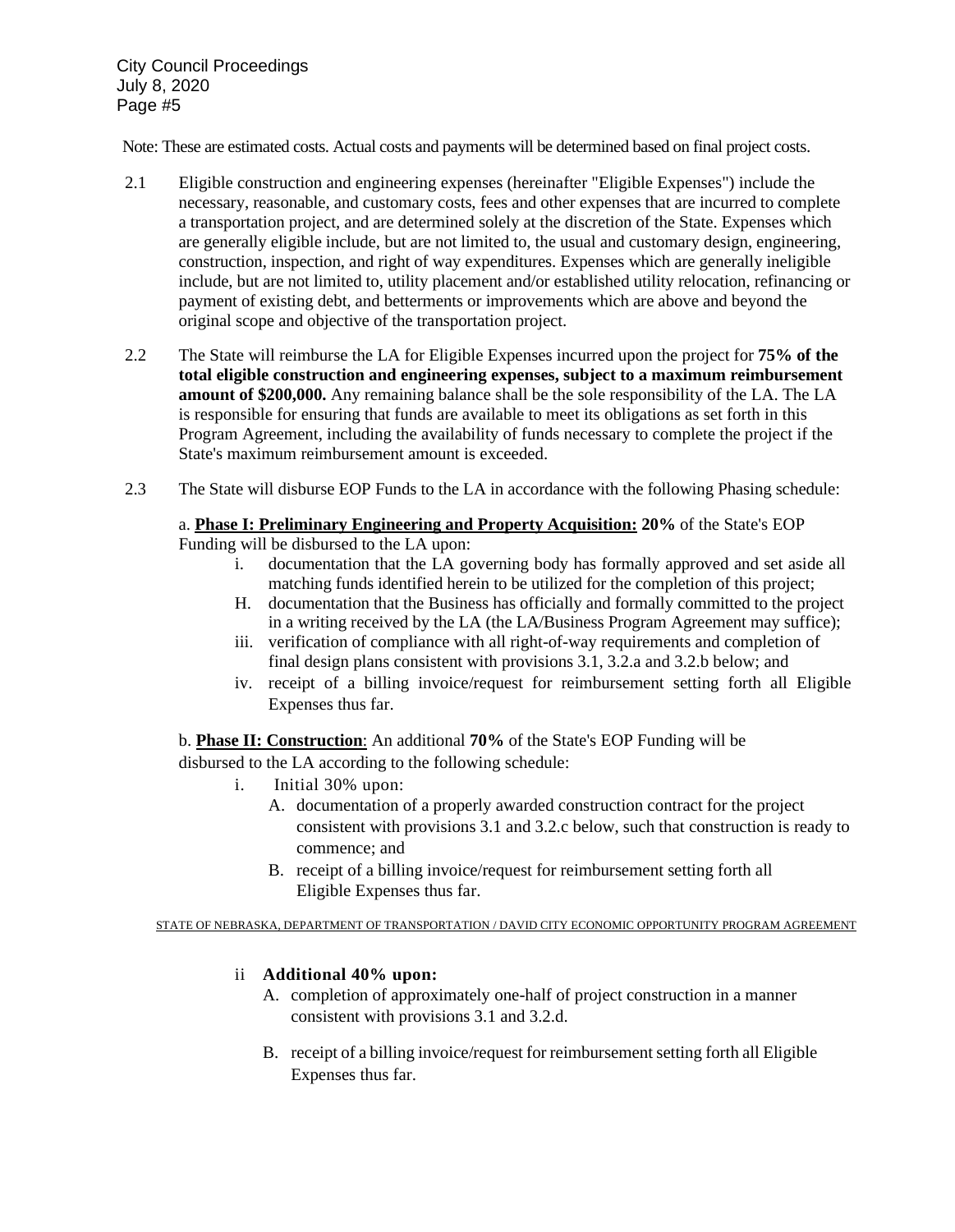Note: These are estimated costs. Actual costs and payments will be determined based on final project costs.

2.1 Eligible construction and engineering expenses (hereinafter "Eligible Expenses") include the necessary, reasonable, and customary costs, fees and other expenses that are incurred to complete a transportation project, and are determined solely at the discretion of the State. Expenses which are generally eligible include, but are not limited to, the usual and customary design, engineering, construction, inspection, and right of way expenditures. Expenses which are generally ineligible include, but are not limited to, utility placement and/or established utility relocation, refinancing or payment of existing debt, and betterments or improvements which are above and beyond the original scope and objective of the transportation project.

2.2 The State will reimburse the LA for Eligible Expenses incurred upon the project for **75% of the total eligible construction and engineering expenses, subject to a maximum reimbursement amount of $200,000.** Any remaining balance shall be the sole responsibility of the LA. The LA is responsible for ensuring that funds are available to meet its obligations as set forth in this Program Agreement, including the availability of funds necessary to complete the project if the State's maximum reimbursement amount is exceeded.

2.3 The State will disburse EOP Funds to the LA in accordance with the following Phasing schedule:

a. **Phase I: Preliminary Engineering and Property Acquisition: 20%** of the State's EOP Funding will be disbursed to the LA upon:

- i. documentation that the LA governing body has formally approved and set aside all matching funds identified herein to be utilized for the completion of this project;
- H. documentation that the Business has officially and formally committed to the project in a writing received by the LA (the LA/Business Program Agreement may suffice);
- iii. verification of compliance with all right-of-way requirements and completion of final design plans consistent with provisions 3.1, 3.2.a and 3.2.b below; and
- iv. receipt of a billing invoice/request for reimbursement setting forth all Eligible Expenses thus far.

b. **Phase II: Construction**: An additional **70%** of the State's EOP Funding will be disbursed to the LA according to the following schedule:

- i. Initial 30% upon:
  - A. documentation of a properly awarded construction contract for the project consistent with provisions 3.1 and 3.2.c below, such that construction is ready to commence; and
  - B. receipt of a billing invoice/request for reimbursement setting forth all Eligible Expenses thus far.

STATE OF NEBRASKA, DEPARTMENT OF TRANSPORTATION / DAVID CITY ECONOMIC OPPORTUNITY PROGRAM AGREEMENT

- ii **Additional 40% upon:**
  - A. completion of approximately one-half of project construction in a manner consistent with provisions 3.1 and 3.2.d.
  - B. receipt of a billing invoice/request for reimbursement setting forth all Eligible Expenses thus far.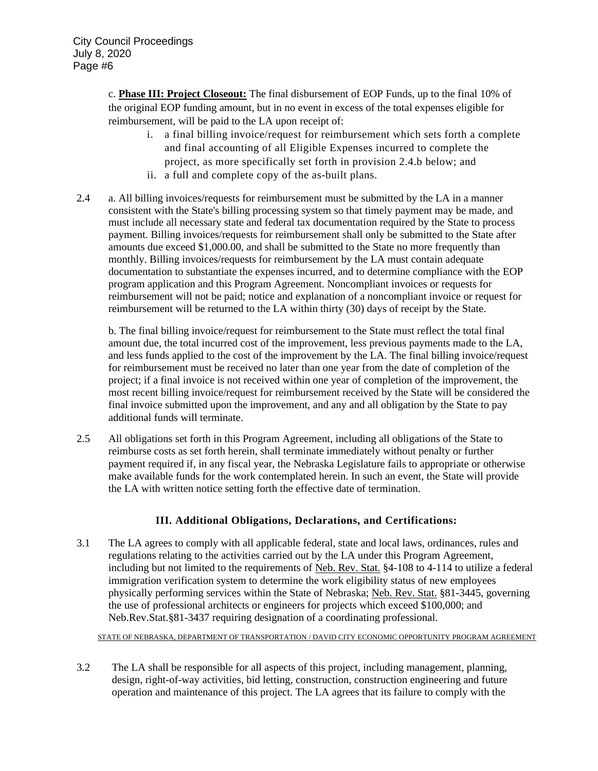c. **Phase III: Project Closeout:** The final disbursement of EOP Funds, up to the final 10% of the original EOP funding amount, but in no event in excess of the total expenses eligible for reimbursement, will be paid to the LA upon receipt of:

i. a final billing invoice/request for reimbursement which sets forth a complete and final accounting of all Eligible Expenses incurred to complete the project, as more specifically set forth in provision 2.4.b below; and
ii. a full and complete copy of the as-built plans.

2.4 a. All billing invoices/requests for reimbursement must be submitted by the LA in a manner consistent with the State's billing processing system so that timely payment may be made, and must include all necessary state and federal tax documentation required by the State to process payment. Billing invoices/requests for reimbursement shall only be submitted to the State after amounts due exceed $1,000.00, and shall be submitted to the State no more frequently than monthly. Billing invoices/requests for reimbursement by the LA must contain adequate documentation to substantiate the expenses incurred, and to determine compliance with the EOP program application and this Program Agreement. Noncompliant invoices or requests for reimbursement will not be paid; notice and explanation of a noncompliant invoice or request for reimbursement will be returned to the LA within thirty (30) days of receipt by the State.

b. The final billing invoice/request for reimbursement to the State must reflect the total final amount due, the total incurred cost of the improvement, less previous payments made to the LA, and less funds applied to the cost of the improvement by the LA. The final billing invoice/request for reimbursement must be received no later than one year from the date of completion of the project; if a final invoice is not received within one year of completion of the improvement, the most recent billing invoice/request for reimbursement received by the State will be considered the final invoice submitted upon the improvement, and any and all obligation by the State to pay additional funds will terminate.

2.5 All obligations set forth in this Program Agreement, including all obligations of the State to reimburse costs as set forth herein, shall terminate immediately without penalty or further payment required if, in any fiscal year, the Nebraska Legislature fails to appropriate or otherwise make available funds for the work contemplated herein. In such an event, the State will provide the LA with written notice setting forth the effective date of termination.

### III. Additional Obligations, Declarations, and Certifications:

3.1 The LA agrees to comply with all applicable federal, state and local laws, ordinances, rules and regulations relating to the activities carried out by the LA under this Program Agreement, including but not limited to the requirements of Neb. Rev. Stat. §4-108 to 4-114 to utilize a federal immigration verification system to determine the work eligibility status of new employees physically performing services within the State of Nebraska; Neb. Rev. Stat. §81-3445, governing the use of professional architects or engineers for projects which exceed $100,000; and Neb.Rev.Stat.§81-3437 requiring designation of a coordinating professional.

STATE OF NEBRASKA, DEPARTMENT OF TRANSPORTATION / DAVID CITY ECONOMIC OPPORTUNITY PROGRAM AGREEMENT

3.2 The LA shall be responsible for all aspects of this project, including management, planning, design, right-of-way activities, bid letting, construction, construction engineering and future operation and maintenance of this project. The LA agrees that its failure to comply with the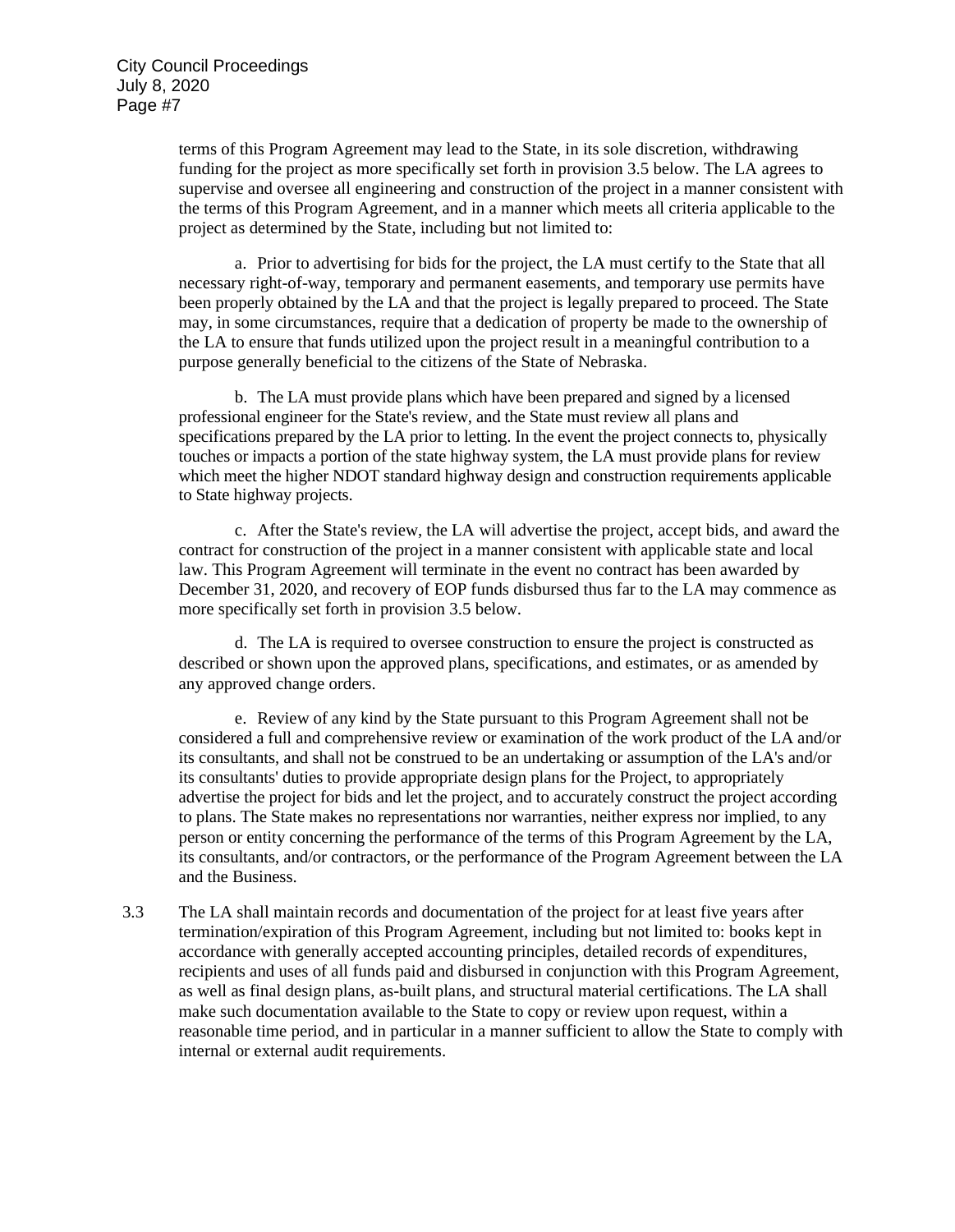terms of this Program Agreement may lead to the State, in its sole discretion, withdrawing funding for the project as more specifically set forth in provision 3.5 below. The LA agrees to supervise and oversee all engineering and construction of the project in a manner consistent with the terms of this Program Agreement, and in a manner which meets all criteria applicable to the project as determined by the State, including but not limited to:

a. Prior to advertising for bids for the project, the LA must certify to the State that all necessary right-of-way, temporary and permanent easements, and temporary use permits have been properly obtained by the LA and that the project is legally prepared to proceed. The State may, in some circumstances, require that a dedication of property be made to the ownership of the LA to ensure that funds utilized upon the project result in a meaningful contribution to a purpose generally beneficial to the citizens of the State of Nebraska.

b. The LA must provide plans which have been prepared and signed by a licensed professional engineer for the State's review, and the State must review all plans and specifications prepared by the LA prior to letting. In the event the project connects to, physically touches or impacts a portion of the state highway system, the LA must provide plans for review which meet the higher NDOT standard highway design and construction requirements applicable to State highway projects.

c. After the State's review, the LA will advertise the project, accept bids, and award the contract for construction of the project in a manner consistent with applicable state and local law. This Program Agreement will terminate in the event no contract has been awarded by December 31, 2020, and recovery of EOP funds disbursed thus far to the LA may commence as more specifically set forth in provision 3.5 below.

d. The LA is required to oversee construction to ensure the project is constructed as described or shown upon the approved plans, specifications, and estimates, or as amended by any approved change orders.

e. Review of any kind by the State pursuant to this Program Agreement shall not be considered a full and comprehensive review or examination of the work product of the LA and/or its consultants, and shall not be construed to be an undertaking or assumption of the LA's and/or its consultants' duties to provide appropriate design plans for the Project, to appropriately advertise the project for bids and let the project, and to accurately construct the project according to plans. The State makes no representations nor warranties, neither express nor implied, to any person or entity concerning the performance of the terms of this Program Agreement by the LA, its consultants, and/or contractors, or the performance of the Program Agreement between the LA and the Business.

3.3 The LA shall maintain records and documentation of the project for at least five years after termination/expiration of this Program Agreement, including but not limited to: books kept in accordance with generally accepted accounting principles, detailed records of expenditures, recipients and uses of all funds paid and disbursed in conjunction with this Program Agreement, as well as final design plans, as-built plans, and structural material certifications. The LA shall make such documentation available to the State to copy or review upon request, within a reasonable time period, and in particular in a manner sufficient to allow the State to comply with internal or external audit requirements.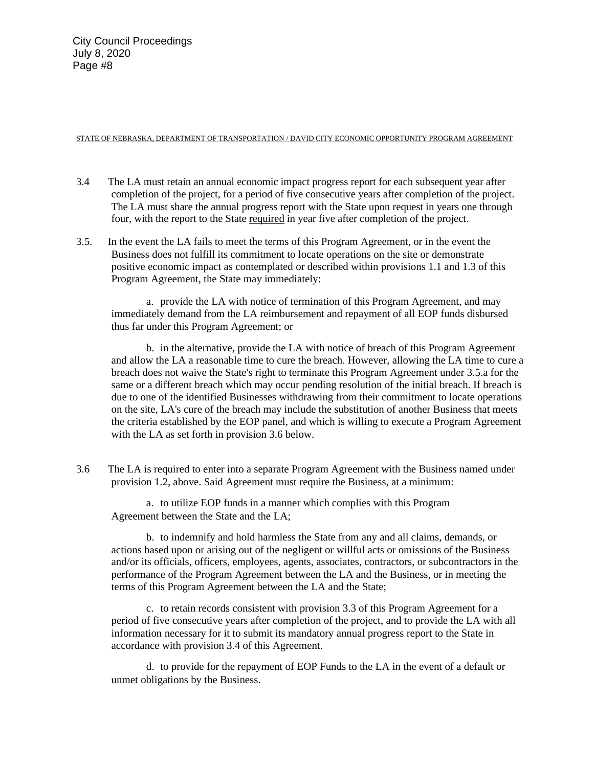3.4 The LA must retain an annual economic impact progress report for each subsequent year after completion of the project, for a period of five consecutive years after completion of the project. The LA must share the annual progress report with the State upon request in years one through four, with the report to the State required in year five after completion of the project.

3.5. In the event the LA fails to meet the terms of this Program Agreement, or in the event the Business does not fulfill its commitment to locate operations on the site or demonstrate positive economic impact as contemplated or described within provisions 1.1 and 1.3 of this Program Agreement, the State may immediately:

a. provide the LA with notice of termination of this Program Agreement, and may immediately demand from the LA reimbursement and repayment of all EOP funds disbursed thus far under this Program Agreement; or

b. in the alternative, provide the LA with notice of breach of this Program Agreement and allow the LA a reasonable time to cure the breach. However, allowing the LA time to cure a breach does not waive the State's right to terminate this Program Agreement under 3.5.a for the same or a different breach which may occur pending resolution of the initial breach. If breach is due to one of the identified Businesses withdrawing from their commitment to locate operations on the site, LA's cure of the breach may include the substitution of another Business that meets the criteria established by the EOP panel, and which is willing to execute a Program Agreement with the LA as set forth in provision 3.6 below.

3.6 The LA is required to enter into a separate Program Agreement with the Business named under provision 1.2, above. Said Agreement must require the Business, at a minimum:

a. to utilize EOP funds in a manner which complies with this Program Agreement between the State and the LA;

b. to indemnify and hold harmless the State from any and all claims, demands, or actions based upon or arising out of the negligent or willful acts or omissions of the Business and/or its officials, officers, employees, agents, associates, contractors, or subcontractors in the performance of the Program Agreement between the LA and the Business, or in meeting the terms of this Program Agreement between the LA and the State;

c. to retain records consistent with provision 3.3 of this Program Agreement for a period of five consecutive years after completion of the project, and to provide the LA with all information necessary for it to submit its mandatory annual progress report to the State in accordance with provision 3.4 of this Agreement.

d. to provide for the repayment of EOP Funds to the LA in the event of a default or unmet obligations by the Business.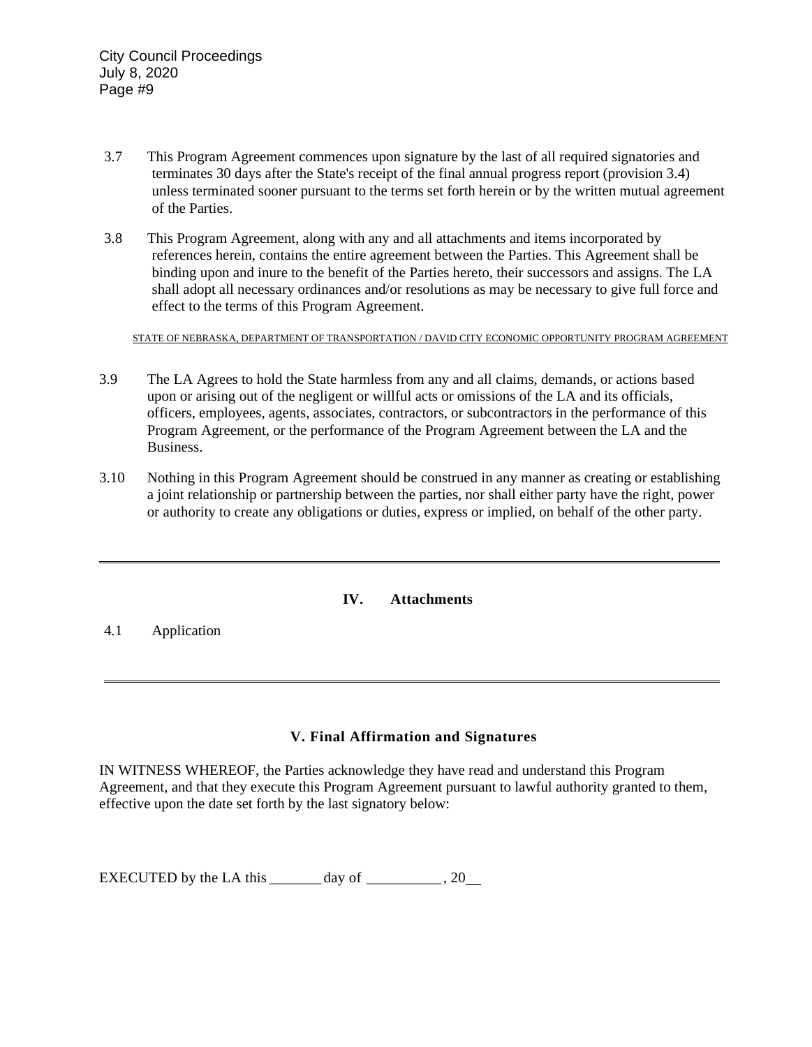3.7 This Program Agreement commences upon signature by the last of all required signatories and terminates 30 days after the State's receipt of the final annual progress report (provision 3.4) unless terminated sooner pursuant to the terms set forth herein or by the written mutual agreement of the Parties.

3.8 This Program Agreement, along with any and all attachments and items incorporated by references herein, contains the entire agreement between the Parties. This Agreement shall be binding upon and inure to the benefit of the Parties hereto, their successors and assigns. The LA shall adopt all necessary ordinances and/or resolutions as may be necessary to give full force and effect to the terms of this Program Agreement.

STATE OF NEBRASKA, DEPARTMENT OF TRANSPORTATION / DAVID CITY ECONOMIC OPPORTUNITY PROGRAM AGREEMENT

3.9 The LA Agrees to hold the State harmless from any and all claims, demands, or actions based upon or arising out of the negligent or willful acts or omissions of the LA and its officials, officers, employees, agents, associates, contractors, or subcontractors in the performance of this Program Agreement, or the performance of the Program Agreement between the LA and the Business.

3.10 Nothing in this Program Agreement should be construed in any manner as creating or establishing a joint relationship or partnership between the parties, nor shall either party have the right, power or authority to create any obligations or duties, express or implied, on behalf of the other party.

---

## IV. Attachments

4.1 Application

---

## V. Final Affirmation and Signatures

IN WITNESS WHEREOF, the Parties acknowledge they have read and understand this Program Agreement, and that they execute this Program Agreement pursuant to lawful authority granted to them, effective upon the date set forth by the last signatory below:

EXECUTED by the LA this _______ day of __________ , 20__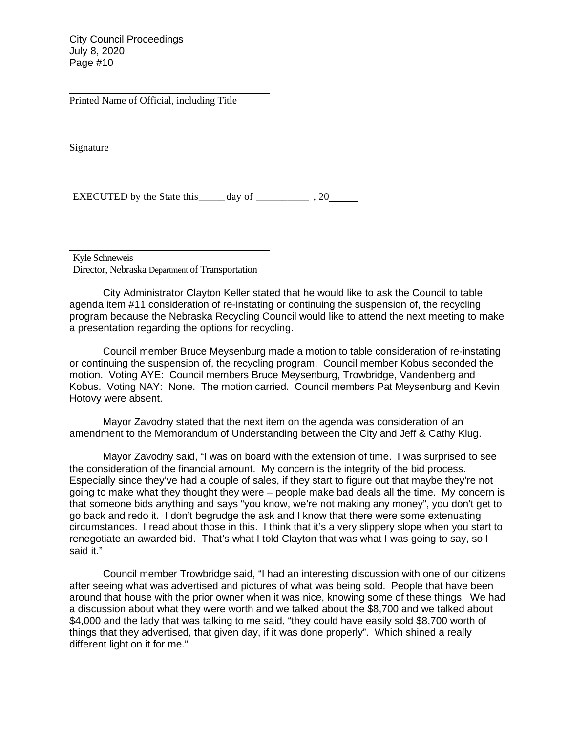\_\_\_\_\_\_\_\_\_\_\_\_\_\_\_\_\_\_\_\_\_\_\_\_\_\_\_\_\_\_\_\_\_\_\_\_\_\_\_\_

Printed Name of Official, including Title

\_\_\_\_\_\_\_\_\_\_\_\_\_\_\_\_\_\_\_\_\_\_\_\_\_\_\_\_\_\_\_\_\_\_\_\_\_\_\_\_

Signature

EXECUTED by the State this\_\_\_\_\_ day of \_\_\_\_\_\_\_\_\_\_ , 20\_\_\_\_\_\_

\_\_\_\_\_\_\_\_\_\_\_\_\_\_\_\_\_\_\_\_\_\_\_\_\_\_\_\_\_\_\_\_\_\_\_\_\_\_\_\_

Kyle Schneweis
Director, Nebraska Department of Transportation

City Administrator Clayton Keller stated that he would like to ask the Council to table agenda item #11 consideration of re-instating or continuing the suspension of, the recycling program because the Nebraska Recycling Council would like to attend the next meeting to make a presentation regarding the options for recycling.

Council member Bruce Meysenburg made a motion to table consideration of re-instating or continuing the suspension of, the recycling program. Council member Kobus seconded the motion. Voting AYE: Council members Bruce Meysenburg, Trowbridge, Vandenberg and Kobus. Voting NAY: None. The motion carried. Council members Pat Meysenburg and Kevin Hotovy were absent.

Mayor Zavodny stated that the next item on the agenda was consideration of an amendment to the Memorandum of Understanding between the City and Jeff & Cathy Klug.

Mayor Zavodny said, "I was on board with the extension of time. I was surprised to see the consideration of the financial amount. My concern is the integrity of the bid process. Especially since they've had a couple of sales, if they start to figure out that maybe they're not going to make what they thought they were – people make bad deals all the time. My concern is that someone bids anything and says "you know, we're not making any money", you don't get to go back and redo it. I don't begrudge the ask and I know that there were some extenuating circumstances. I read about those in this. I think that it's a very slippery slope when you start to renegotiate an awarded bid. That's what I told Clayton that was what I was going to say, so I said it."

Council member Trowbridge said, "I had an interesting discussion with one of our citizens after seeing what was advertised and pictures of what was being sold. People that have been around that house with the prior owner when it was nice, knowing some of these things. We had a discussion about what they were worth and we talked about the $8,700 and we talked about $4,000 and the lady that was talking to me said, "they could have easily sold $8,700 worth of things that they advertised, that given day, if it was done properly". Which shined a really different light on it for me."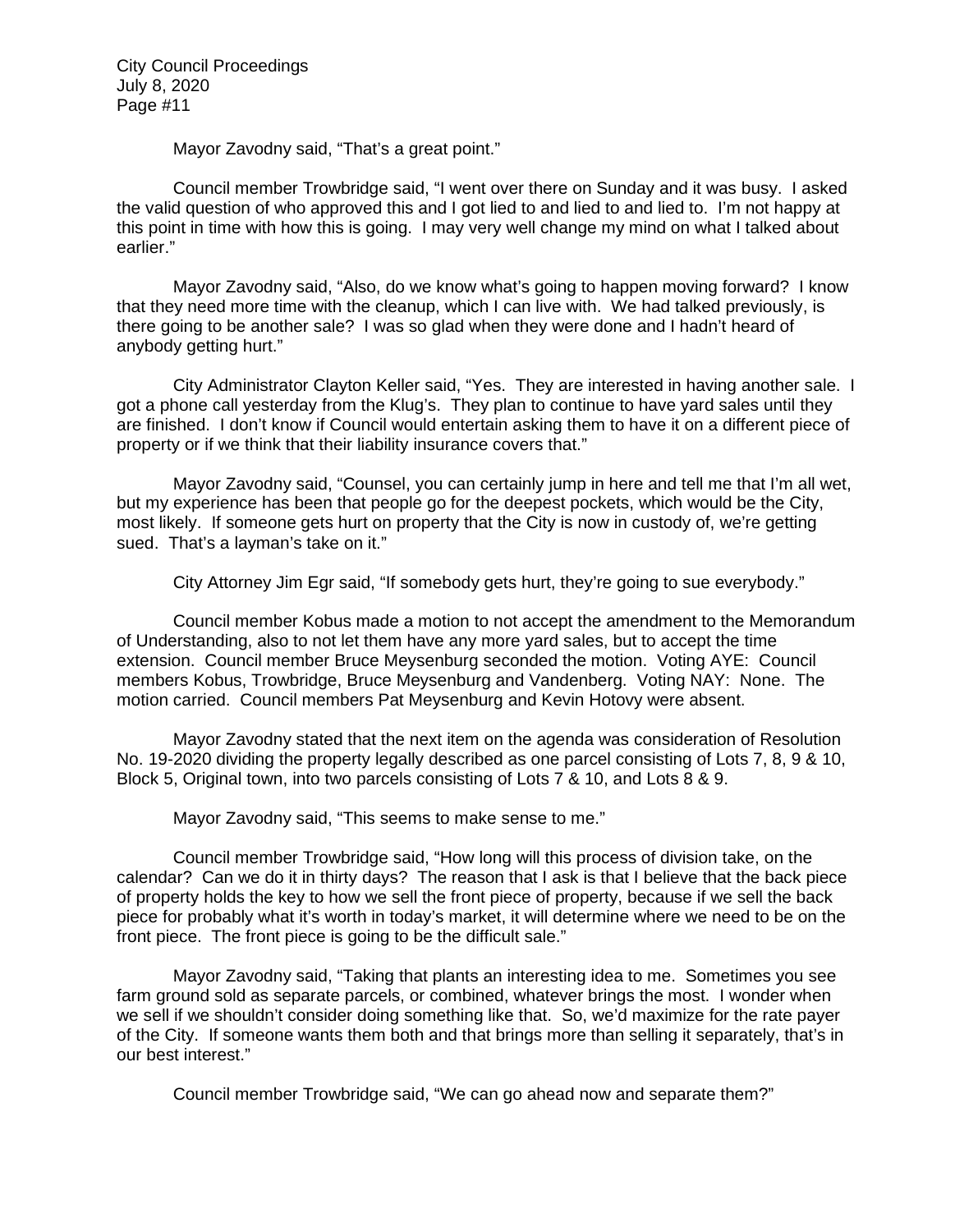Mayor Zavodny said, "That's a great point."

Council member Trowbridge said, "I went over there on Sunday and it was busy. I asked the valid question of who approved this and I got lied to and lied to and lied to. I'm not happy at this point in time with how this is going. I may very well change my mind on what I talked about earlier."

Mayor Zavodny said, "Also, do we know what's going to happen moving forward? I know that they need more time with the cleanup, which I can live with. We had talked previously, is there going to be another sale? I was so glad when they were done and I hadn't heard of anybody getting hurt."

City Administrator Clayton Keller said, "Yes. They are interested in having another sale. I got a phone call yesterday from the Klug's. They plan to continue to have yard sales until they are finished. I don't know if Council would entertain asking them to have it on a different piece of property or if we think that their liability insurance covers that."

Mayor Zavodny said, "Counsel, you can certainly jump in here and tell me that I'm all wet, but my experience has been that people go for the deepest pockets, which would be the City, most likely. If someone gets hurt on property that the City is now in custody of, we're getting sued. That's a layman's take on it."

City Attorney Jim Egr said, "If somebody gets hurt, they're going to sue everybody."

Council member Kobus made a motion to not accept the amendment to the Memorandum of Understanding, also to not let them have any more yard sales, but to accept the time extension. Council member Bruce Meysenburg seconded the motion. Voting AYE: Council members Kobus, Trowbridge, Bruce Meysenburg and Vandenberg. Voting NAY: None. The motion carried. Council members Pat Meysenburg and Kevin Hotovy were absent.

Mayor Zavodny stated that the next item on the agenda was consideration of Resolution No. 19-2020 dividing the property legally described as one parcel consisting of Lots 7, 8, 9 & 10, Block 5, Original town, into two parcels consisting of Lots 7 & 10, and Lots 8 & 9.

Mayor Zavodny said, "This seems to make sense to me."

Council member Trowbridge said, "How long will this process of division take, on the calendar? Can we do it in thirty days? The reason that I ask is that I believe that the back piece of property holds the key to how we sell the front piece of property, because if we sell the back piece for probably what it's worth in today's market, it will determine where we need to be on the front piece. The front piece is going to be the difficult sale."

Mayor Zavodny said, "Taking that plants an interesting idea to me. Sometimes you see farm ground sold as separate parcels, or combined, whatever brings the most. I wonder when we sell if we shouldn't consider doing something like that. So, we'd maximize for the rate payer of the City. If someone wants them both and that brings more than selling it separately, that's in our best interest."

Council member Trowbridge said, "We can go ahead now and separate them?"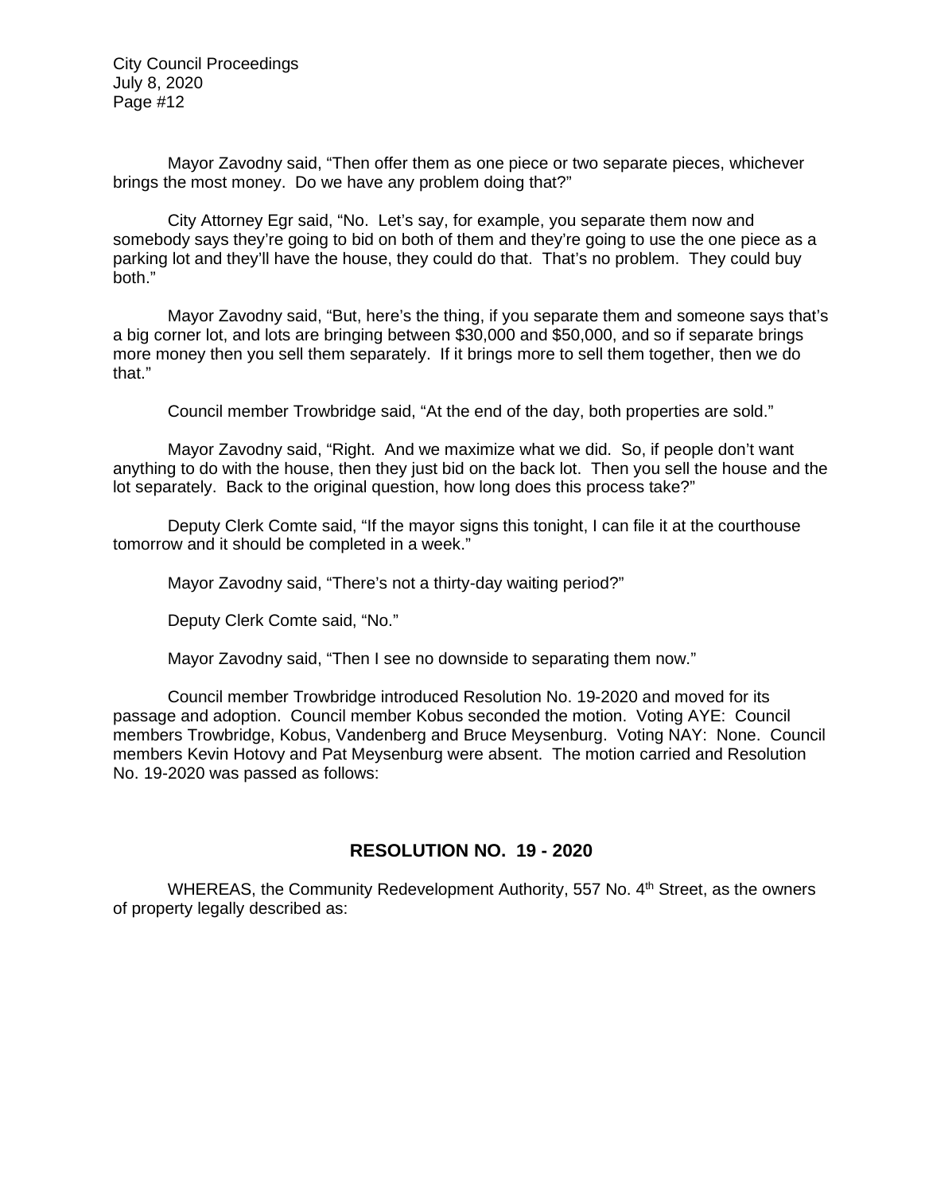Mayor Zavodny said, “Then offer them as one piece or two separate pieces, whichever brings the most money. Do we have any problem doing that?”

City Attorney Egr said, “No. Let’s say, for example, you separate them now and somebody says they’re going to bid on both of them and they’re going to use the one piece as a parking lot and they’ll have the house, they could do that. That’s no problem. They could buy both.”

Mayor Zavodny said, “But, here’s the thing, if you separate them and someone says that’s a big corner lot, and lots are bringing between $30,000 and $50,000, and so if separate brings more money then you sell them separately. If it brings more to sell them together, then we do that.”

Council member Trowbridge said, “At the end of the day, both properties are sold.”

Mayor Zavodny said, “Right. And we maximize what we did. So, if people don’t want anything to do with the house, then they just bid on the back lot. Then you sell the house and the lot separately. Back to the original question, how long does this process take?”

Deputy Clerk Comte said, “If the mayor signs this tonight, I can file it at the courthouse tomorrow and it should be completed in a week.”

Mayor Zavodny said, “There’s not a thirty-day waiting period?”

Deputy Clerk Comte said, “No.”

Mayor Zavodny said, “Then I see no downside to separating them now.”

Council member Trowbridge introduced Resolution No. 19-2020 and moved for its passage and adoption. Council member Kobus seconded the motion. Voting AYE: Council members Trowbridge, Kobus, Vandenberg and Bruce Meysenburg. Voting NAY: None. Council members Kevin Hotovy and Pat Meysenburg were absent. The motion carried and Resolution No. 19-2020 was passed as follows:

## RESOLUTION NO. 19 - 2020

WHEREAS, the Community Redevelopment Authority, 557 No. 4th Street, as the owners of property legally described as: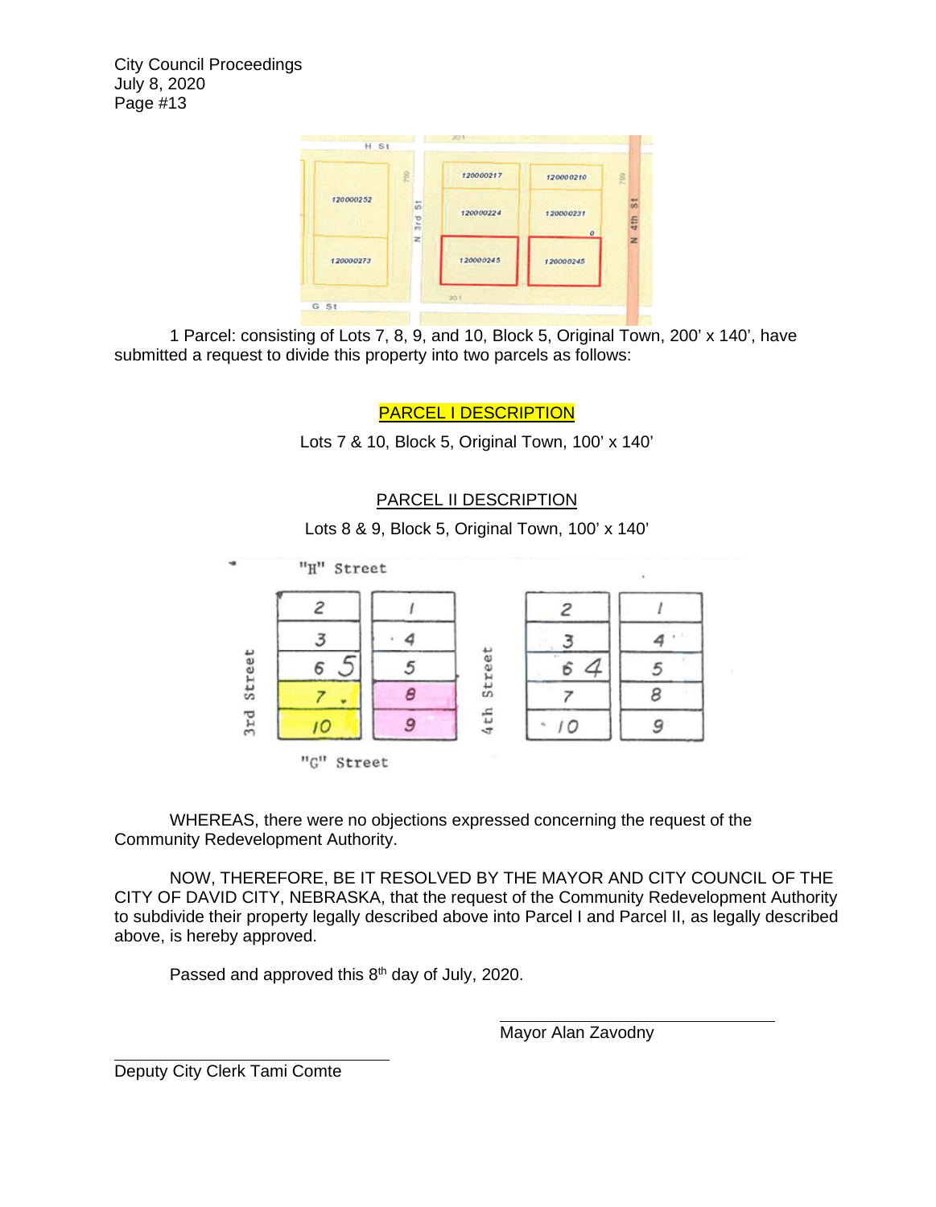1 Parcel: consisting of Lots 7, 8, 9, and 10, Block 5, Original Town, 200' x 140', have submitted a request to divide this property into two parcels as follows:

PARCEL I DESCRIPTION

Lots 7 & 10, Block 5, Original Town, 100' x 140'

PARCEL II DESCRIPTION

Lots 8 & 9, Block 5, Original Town, 100' x 140'

WHEREAS, there were no objections expressed concerning the request of the Community Redevelopment Authority.

NOW, THEREFORE, BE IT RESOLVED BY THE MAYOR AND CITY COUNCIL OF THE CITY OF DAVID CITY, NEBRASKA, that the request of the Community Redevelopment Authority to subdivide their property legally described above into Parcel I and Parcel II, as legally described above, is hereby approved.

Passed and approved this 8th day of July, 2020.

Mayor Alan Zavodny

Deputy City Clerk Tami Comte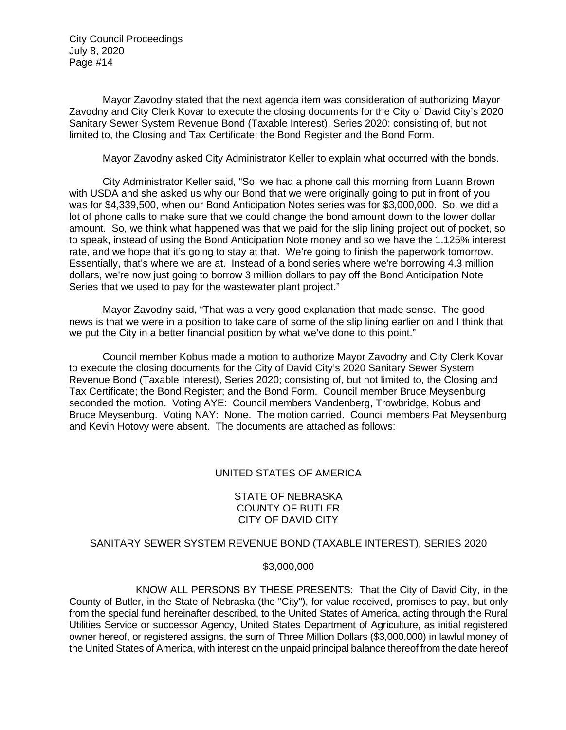Mayor Zavodny stated that the next agenda item was consideration of authorizing Mayor Zavodny and City Clerk Kovar to execute the closing documents for the City of David City's 2020 Sanitary Sewer System Revenue Bond (Taxable Interest), Series 2020: consisting of, but not limited to, the Closing and Tax Certificate; the Bond Register and the Bond Form.

Mayor Zavodny asked City Administrator Keller to explain what occurred with the bonds.

City Administrator Keller said, "So, we had a phone call this morning from Luann Brown with USDA and she asked us why our Bond that we were originally going to put in front of you was for $4,339,500, when our Bond Anticipation Notes series was for $3,000,000. So, we did a lot of phone calls to make sure that we could change the bond amount down to the lower dollar amount. So, we think what happened was that we paid for the slip lining project out of pocket, so to speak, instead of using the Bond Anticipation Note money and so we have the 1.125% interest rate, and we hope that it's going to stay at that. We're going to finish the paperwork tomorrow. Essentially, that's where we are at. Instead of a bond series where we're borrowing 4.3 million dollars, we're now just going to borrow 3 million dollars to pay off the Bond Anticipation Note Series that we used to pay for the wastewater plant project."

Mayor Zavodny said, "That was a very good explanation that made sense. The good news is that we were in a position to take care of some of the slip lining earlier on and I think that we put the City in a better financial position by what we've done to this point."

Council member Kobus made a motion to authorize Mayor Zavodny and City Clerk Kovar to execute the closing documents for the City of David City's 2020 Sanitary Sewer System Revenue Bond (Taxable Interest), Series 2020; consisting of, but not limited to, the Closing and Tax Certificate; the Bond Register; and the Bond Form. Council member Bruce Meysenburg seconded the motion. Voting AYE: Council members Vandenberg, Trowbridge, Kobus and Bruce Meysenburg. Voting NAY: None. The motion carried. Council members Pat Meysenburg and Kevin Hotovy were absent. The documents are attached as follows:

UNITED STATES OF AMERICA

STATE OF NEBRASKA
COUNTY OF BUTLER
CITY OF DAVID CITY

SANITARY SEWER SYSTEM REVENUE BOND (TAXABLE INTEREST), SERIES 2020

$3,000,000

KNOW ALL PERSONS BY THESE PRESENTS: That the City of David City, in the County of Butler, in the State of Nebraska (the "City"), for value received, promises to pay, but only from the special fund hereinafter described, to the United States of America, acting through the Rural Utilities Service or successor Agency, United States Department of Agriculture, as initial registered owner hereof, or registered assigns, the sum of Three Million Dollars ($3,000,000) in lawful money of the United States of America, with interest on the unpaid principal balance thereof from the date hereof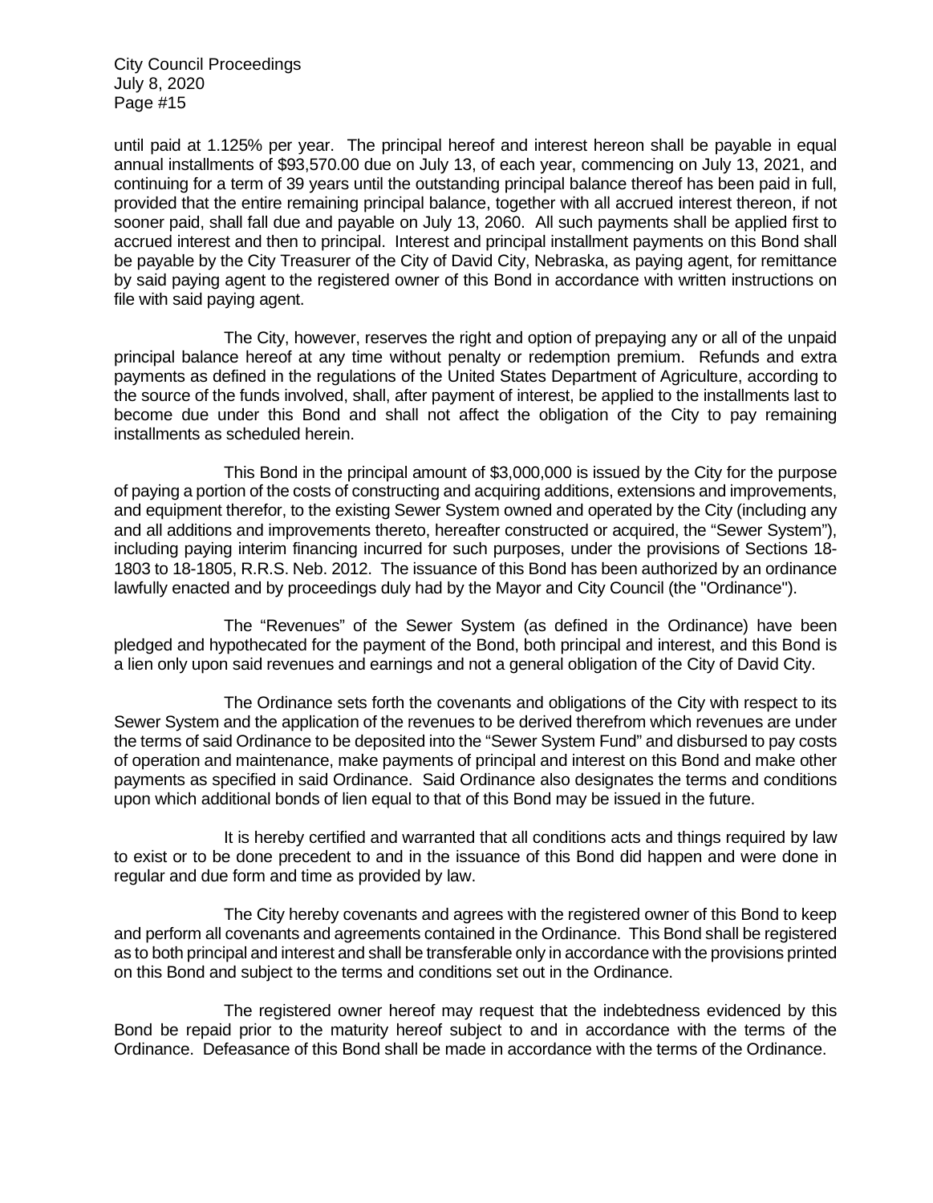until paid at 1.125% per year. The principal hereof and interest hereon shall be payable in equal annual installments of $93,570.00 due on July 13, of each year, commencing on July 13, 2021, and continuing for a term of 39 years until the outstanding principal balance thereof has been paid in full, provided that the entire remaining principal balance, together with all accrued interest thereon, if not sooner paid, shall fall due and payable on July 13, 2060. All such payments shall be applied first to accrued interest and then to principal. Interest and principal installment payments on this Bond shall be payable by the City Treasurer of the City of David City, Nebraska, as paying agent, for remittance by said paying agent to the registered owner of this Bond in accordance with written instructions on file with said paying agent.

The City, however, reserves the right and option of prepaying any or all of the unpaid principal balance hereof at any time without penalty or redemption premium. Refunds and extra payments as defined in the regulations of the United States Department of Agriculture, according to the source of the funds involved, shall, after payment of interest, be applied to the installments last to become due under this Bond and shall not affect the obligation of the City to pay remaining installments as scheduled herein.

This Bond in the principal amount of $3,000,000 is issued by the City for the purpose of paying a portion of the costs of constructing and acquiring additions, extensions and improvements, and equipment therefor, to the existing Sewer System owned and operated by the City (including any and all additions and improvements thereto, hereafter constructed or acquired, the "Sewer System"), including paying interim financing incurred for such purposes, under the provisions of Sections 18-1803 to 18-1805, R.R.S. Neb. 2012. The issuance of this Bond has been authorized by an ordinance lawfully enacted and by proceedings duly had by the Mayor and City Council (the "Ordinance").

The "Revenues" of the Sewer System (as defined in the Ordinance) have been pledged and hypothecated for the payment of the Bond, both principal and interest, and this Bond is a lien only upon said revenues and earnings and not a general obligation of the City of David City.

The Ordinance sets forth the covenants and obligations of the City with respect to its Sewer System and the application of the revenues to be derived therefrom which revenues are under the terms of said Ordinance to be deposited into the "Sewer System Fund" and disbursed to pay costs of operation and maintenance, make payments of principal and interest on this Bond and make other payments as specified in said Ordinance. Said Ordinance also designates the terms and conditions upon which additional bonds of lien equal to that of this Bond may be issued in the future.

It is hereby certified and warranted that all conditions acts and things required by law to exist or to be done precedent to and in the issuance of this Bond did happen and were done in regular and due form and time as provided by law.

The City hereby covenants and agrees with the registered owner of this Bond to keep and perform all covenants and agreements contained in the Ordinance. This Bond shall be registered as to both principal and interest and shall be transferable only in accordance with the provisions printed on this Bond and subject to the terms and conditions set out in the Ordinance.

The registered owner hereof may request that the indebtedness evidenced by this Bond be repaid prior to the maturity hereof subject to and in accordance with the terms of the Ordinance. Defeasance of this Bond shall be made in accordance with the terms of the Ordinance.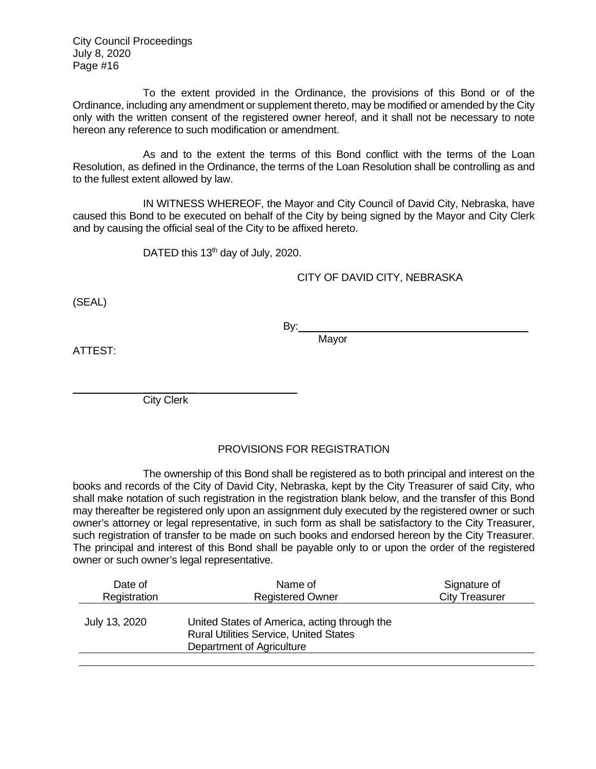To the extent provided in the Ordinance, the provisions of this Bond or of the Ordinance, including any amendment or supplement thereto, may be modified or amended by the City only with the written consent of the registered owner hereof, and it shall not be necessary to note hereon any reference to such modification or amendment.

As and to the extent the terms of this Bond conflict with the terms of the Loan Resolution, as defined in the Ordinance, the terms of the Loan Resolution shall be controlling as and to the fullest extent allowed by law.

IN WITNESS WHEREOF, the Mayor and City Council of David City, Nebraska, have caused this Bond to be executed on behalf of the City by being signed by the Mayor and City Clerk and by causing the official seal of the City to be affixed hereto.

DATED this 13th day of July, 2020.

CITY OF DAVID CITY, NEBRASKA

(SEAL)

By: \_\_\_\_\_\_\_\_\_\_\_\_\_\_\_\_\_\_\_\_\_\_\_\_\_\_\_\_\_\_\_\_\_\_\_\_
Mayor

ATTEST:

\_\_\_\_\_\_\_\_\_\_\_\_\_\_\_\_\_\_\_\_\_\_\_\_\_\_\_\_\_\_\_\_\_\_\_\_
City Clerk

PROVISIONS FOR REGISTRATION

The ownership of this Bond shall be registered as to both principal and interest on the books and records of the City of David City, Nebraska, kept by the City Treasurer of said City, who shall make notation of such registration in the registration blank below, and the transfer of this Bond may thereafter be registered only upon an assignment duly executed by the registered owner or such owner's attorney or legal representative, in such form as shall be satisfactory to the City Treasurer, such registration of transfer to be made on such books and endorsed hereon by the City Treasurer. The principal and interest of this Bond shall be payable only to or upon the order of the registered owner or such owner's legal representative.

| Date of Registration | Name of Registered Owner | Signature of City Treasurer |
|---|---|---|
| July 13, 2020 | United States of America, acting through the Rural Utilities Service, United States Department of Agriculture | |
| | | |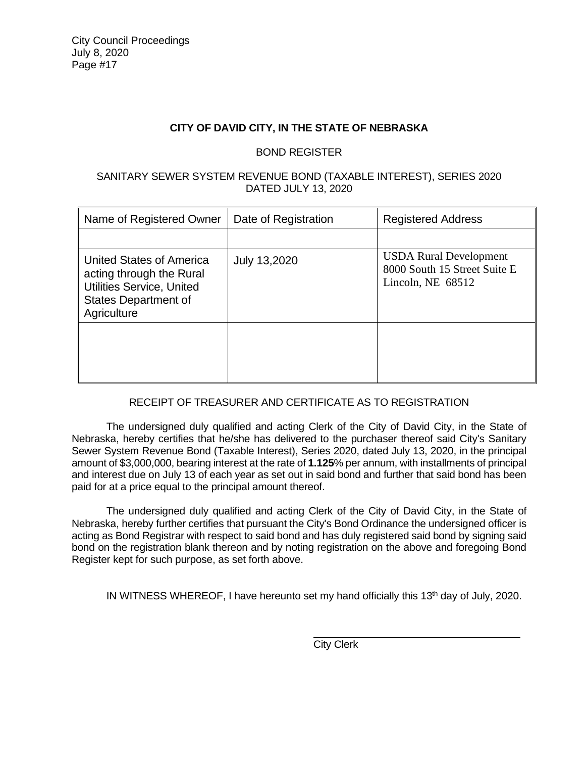**CITY OF DAVID CITY, IN THE STATE OF NEBRASKA**

BOND REGISTER

SANITARY SEWER SYSTEM REVENUE BOND (TAXABLE INTEREST), SERIES 2020
DATED JULY 13, 2020

| Name of Registered Owner | Date of Registration | Registered Address |
|---|---|---|
| | | |
| United States of America acting through the Rural Utilities Service, United States Department of Agriculture | July 13,2020 | USDA Rural Development 8000 South 15 Street Suite E Lincoln, NE 68512 |
| | | |

RECEIPT OF TREASURER AND CERTIFICATE AS TO REGISTRATION

The undersigned duly qualified and acting Clerk of the City of David City, in the State of Nebraska, hereby certifies that he/she has delivered to the purchaser thereof said City's Sanitary Sewer System Revenue Bond (Taxable Interest), Series 2020, dated July 13, 2020, in the principal amount of $3,000,000, bearing interest at the rate of **1.125**% per annum, with installments of principal and interest due on July 13 of each year as set out in said bond and further that said bond has been paid for at a price equal to the principal amount thereof.

The undersigned duly qualified and acting Clerk of the City of David City, in the State of Nebraska, hereby further certifies that pursuant the City's Bond Ordinance the undersigned officer is acting as Bond Registrar with respect to said bond and has duly registered said bond by signing said bond on the registration blank thereon and by noting registration on the above and foregoing Bond Register kept for such purpose, as set forth above.

IN WITNESS WHEREOF, I have hereunto set my hand officially this 13th day of July, 2020.

\_\_\_\_\_\_\_\_\_\_\_\_\_\_\_\_\_\_\_\_\_\_\_\_\_\_\_\_\_\_\_\_
City Clerk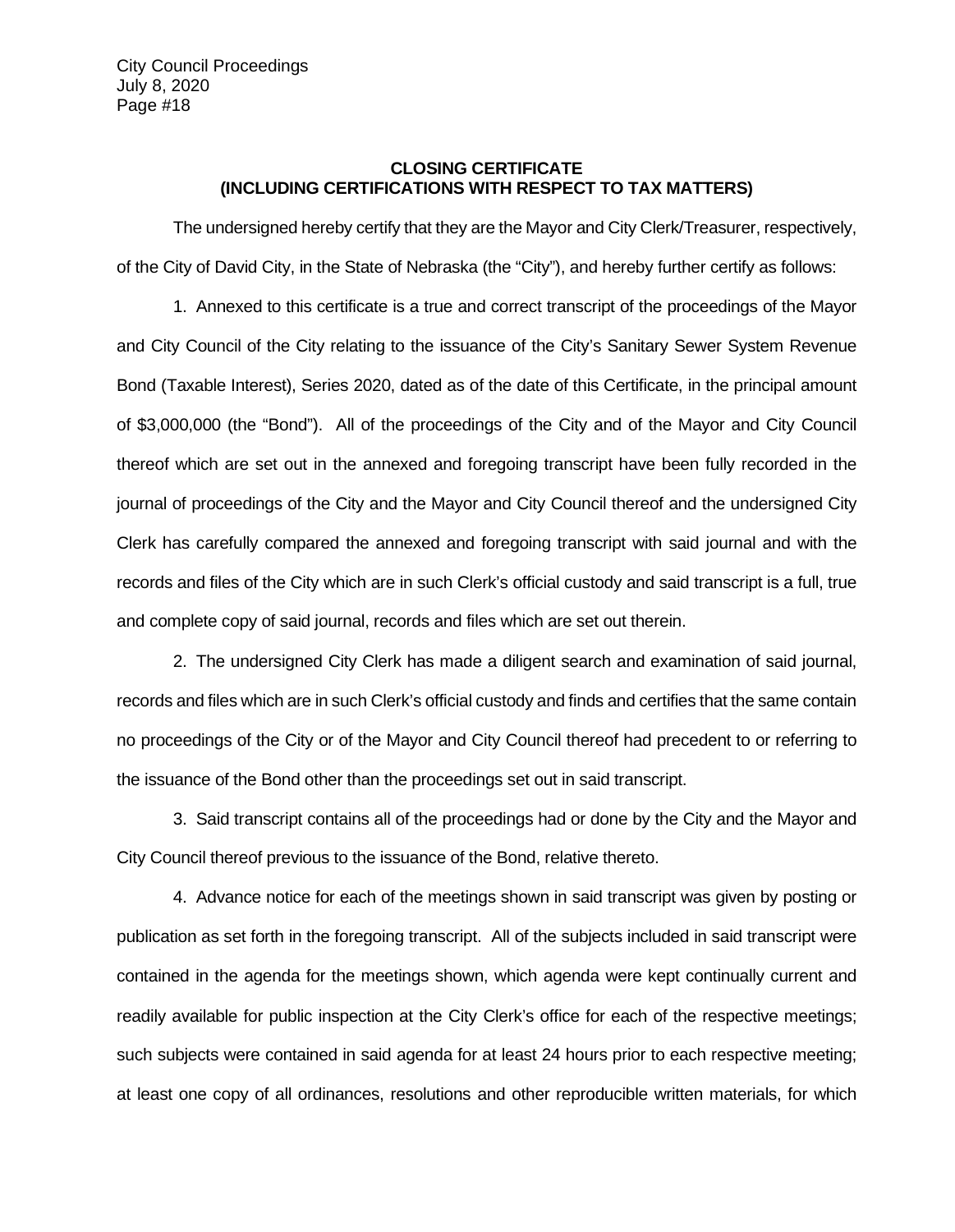## CLOSING CERTIFICATE
## (INCLUDING CERTIFICATIONS WITH RESPECT TO TAX MATTERS)

The undersigned hereby certify that they are the Mayor and City Clerk/Treasurer, respectively, of the City of David City, in the State of Nebraska (the "City"), and hereby further certify as follows:

1. Annexed to this certificate is a true and correct transcript of the proceedings of the Mayor and City Council of the City relating to the issuance of the City's Sanitary Sewer System Revenue Bond (Taxable Interest), Series 2020, dated as of the date of this Certificate, in the principal amount of $3,000,000 (the "Bond"). All of the proceedings of the City and of the Mayor and City Council thereof which are set out in the annexed and foregoing transcript have been fully recorded in the journal of proceedings of the City and the Mayor and City Council thereof and the undersigned City Clerk has carefully compared the annexed and foregoing transcript with said journal and with the records and files of the City which are in such Clerk's official custody and said transcript is a full, true and complete copy of said journal, records and files which are set out therein.

2. The undersigned City Clerk has made a diligent search and examination of said journal, records and files which are in such Clerk's official custody and finds and certifies that the same contain no proceedings of the City or of the Mayor and City Council thereof had precedent to or referring to the issuance of the Bond other than the proceedings set out in said transcript.

3. Said transcript contains all of the proceedings had or done by the City and the Mayor and City Council thereof previous to the issuance of the Bond, relative thereto.

4. Advance notice for each of the meetings shown in said transcript was given by posting or publication as set forth in the foregoing transcript. All of the subjects included in said transcript were contained in the agenda for the meetings shown, which agenda were kept continually current and readily available for public inspection at the City Clerk's office for each of the respective meetings; such subjects were contained in said agenda for at least 24 hours prior to each respective meeting; at least one copy of all ordinances, resolutions and other reproducible written materials, for which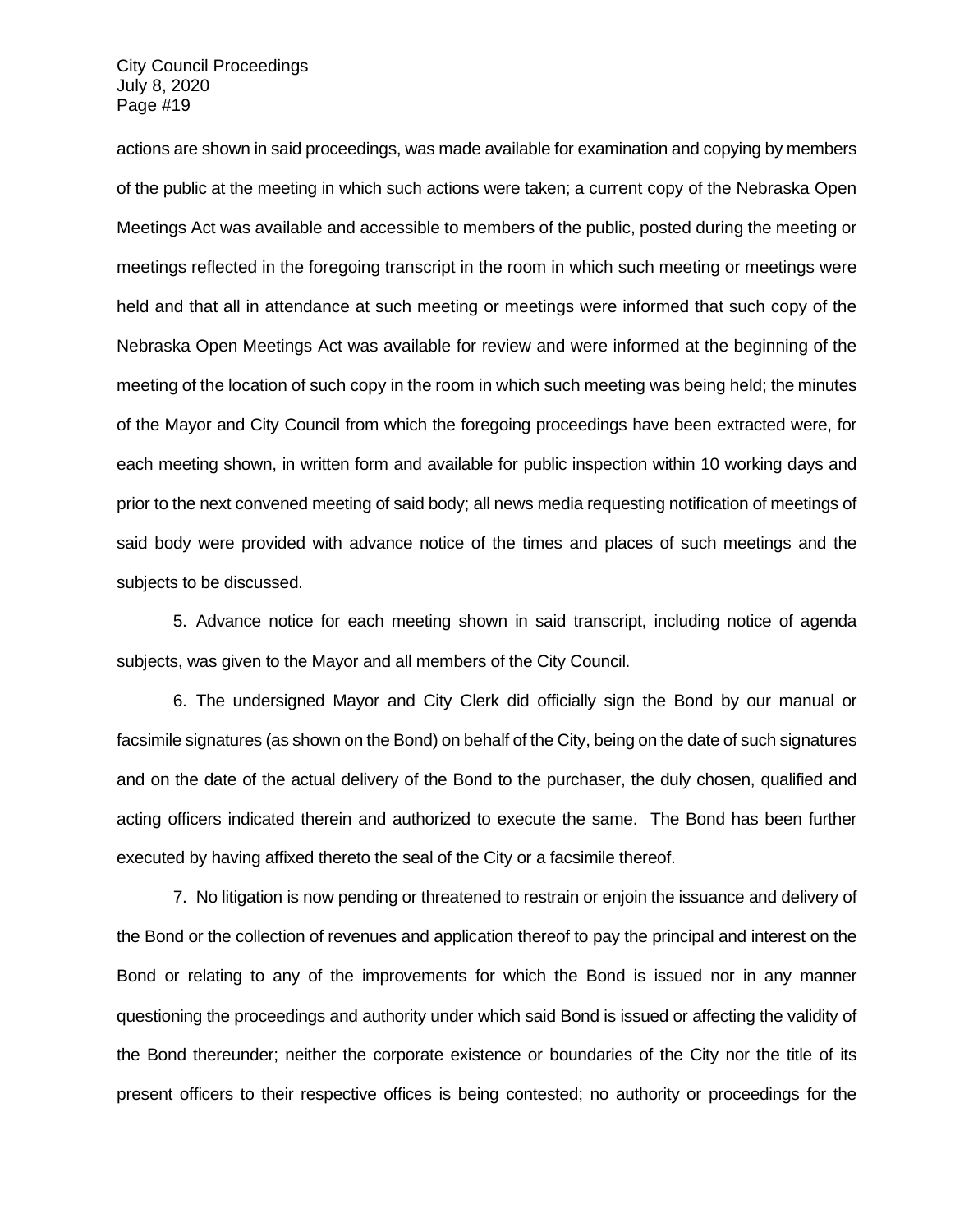actions are shown in said proceedings, was made available for examination and copying by members of the public at the meeting in which such actions were taken; a current copy of the Nebraska Open Meetings Act was available and accessible to members of the public, posted during the meeting or meetings reflected in the foregoing transcript in the room in which such meeting or meetings were held and that all in attendance at such meeting or meetings were informed that such copy of the Nebraska Open Meetings Act was available for review and were informed at the beginning of the meeting of the location of such copy in the room in which such meeting was being held; the minutes of the Mayor and City Council from which the foregoing proceedings have been extracted were, for each meeting shown, in written form and available for public inspection within 10 working days and prior to the next convened meeting of said body; all news media requesting notification of meetings of said body were provided with advance notice of the times and places of such meetings and the subjects to be discussed.

5. Advance notice for each meeting shown in said transcript, including notice of agenda subjects, was given to the Mayor and all members of the City Council.

6. The undersigned Mayor and City Clerk did officially sign the Bond by our manual or facsimile signatures (as shown on the Bond) on behalf of the City, being on the date of such signatures and on the date of the actual delivery of the Bond to the purchaser, the duly chosen, qualified and acting officers indicated therein and authorized to execute the same. The Bond has been further executed by having affixed thereto the seal of the City or a facsimile thereof.

7. No litigation is now pending or threatened to restrain or enjoin the issuance and delivery of the Bond or the collection of revenues and application thereof to pay the principal and interest on the Bond or relating to any of the improvements for which the Bond is issued nor in any manner questioning the proceedings and authority under which said Bond is issued or affecting the validity of the Bond thereunder; neither the corporate existence or boundaries of the City nor the title of its present officers to their respective offices is being contested; no authority or proceedings for the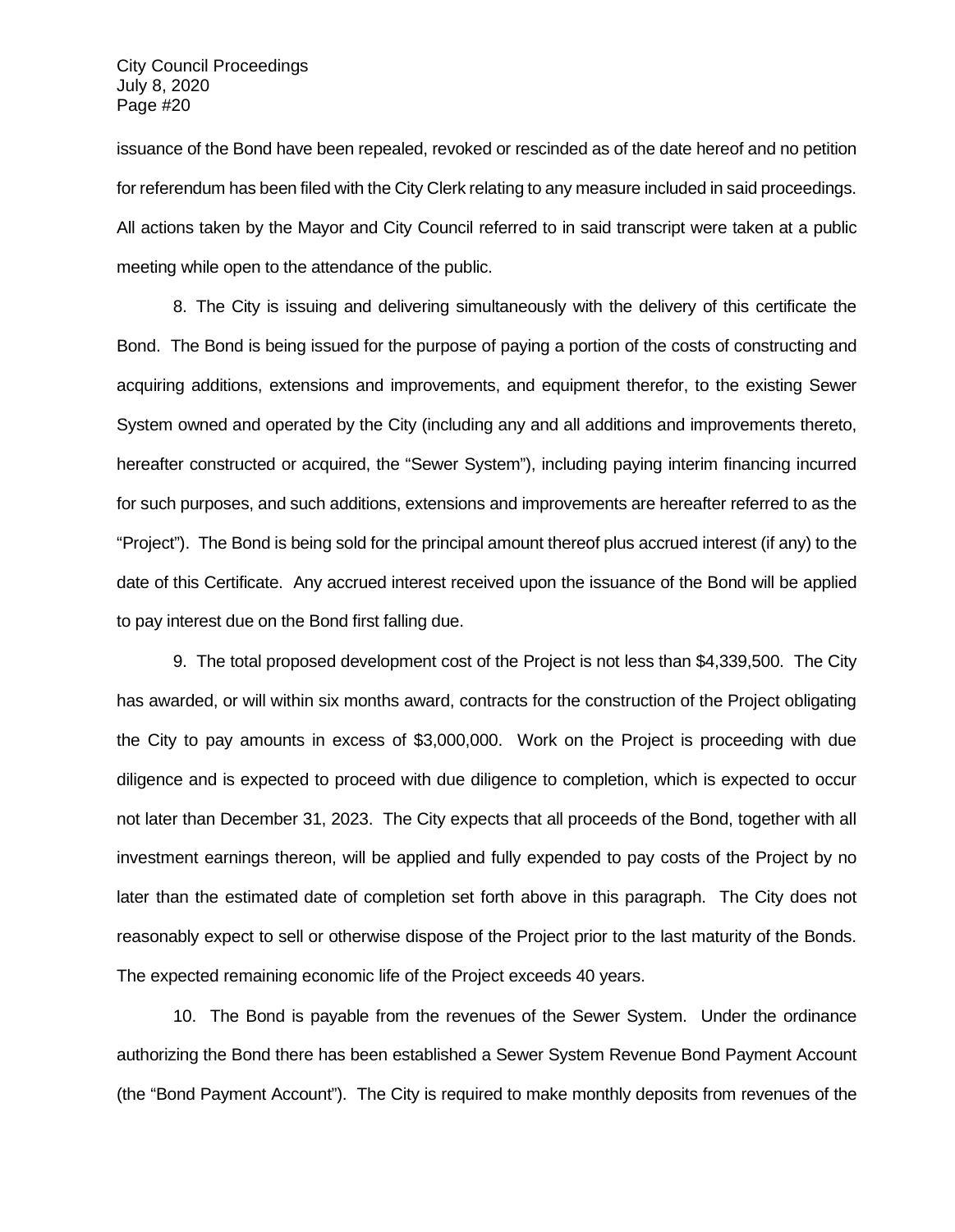issuance of the Bond have been repealed, revoked or rescinded as of the date hereof and no petition for referendum has been filed with the City Clerk relating to any measure included in said proceedings. All actions taken by the Mayor and City Council referred to in said transcript were taken at a public meeting while open to the attendance of the public.

8. The City is issuing and delivering simultaneously with the delivery of this certificate the Bond. The Bond is being issued for the purpose of paying a portion of the costs of constructing and acquiring additions, extensions and improvements, and equipment therefor, to the existing Sewer System owned and operated by the City (including any and all additions and improvements thereto, hereafter constructed or acquired, the "Sewer System"), including paying interim financing incurred for such purposes, and such additions, extensions and improvements are hereafter referred to as the "Project"). The Bond is being sold for the principal amount thereof plus accrued interest (if any) to the date of this Certificate. Any accrued interest received upon the issuance of the Bond will be applied to pay interest due on the Bond first falling due.

9. The total proposed development cost of the Project is not less than $4,339,500. The City has awarded, or will within six months award, contracts for the construction of the Project obligating the City to pay amounts in excess of $3,000,000. Work on the Project is proceeding with due diligence and is expected to proceed with due diligence to completion, which is expected to occur not later than December 31, 2023. The City expects that all proceeds of the Bond, together with all investment earnings thereon, will be applied and fully expended to pay costs of the Project by no later than the estimated date of completion set forth above in this paragraph. The City does not reasonably expect to sell or otherwise dispose of the Project prior to the last maturity of the Bonds. The expected remaining economic life of the Project exceeds 40 years.

10. The Bond is payable from the revenues of the Sewer System. Under the ordinance authorizing the Bond there has been established a Sewer System Revenue Bond Payment Account (the "Bond Payment Account"). The City is required to make monthly deposits from revenues of the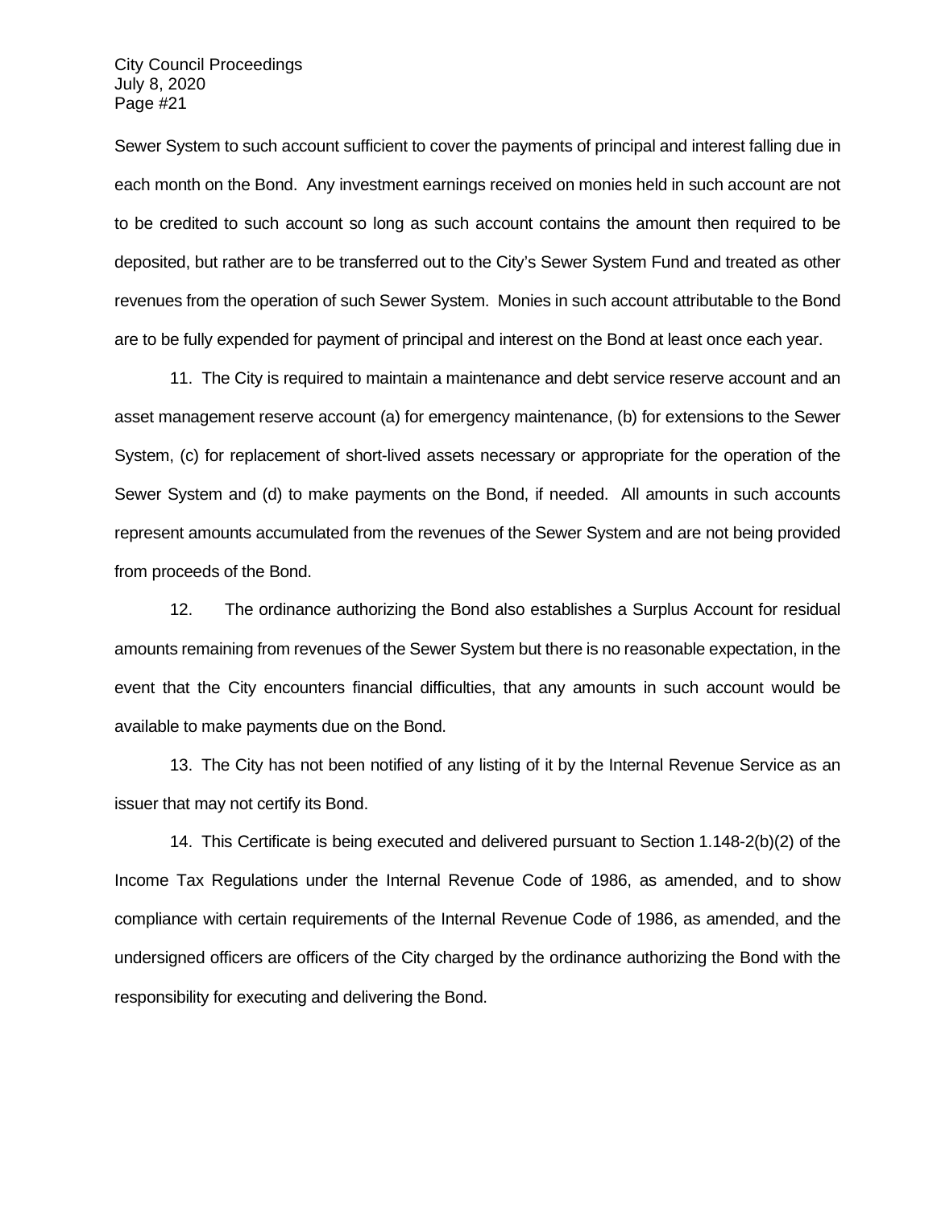Sewer System to such account sufficient to cover the payments of principal and interest falling due in each month on the Bond. Any investment earnings received on monies held in such account are not to be credited to such account so long as such account contains the amount then required to be deposited, but rather are to be transferred out to the City's Sewer System Fund and treated as other revenues from the operation of such Sewer System. Monies in such account attributable to the Bond are to be fully expended for payment of principal and interest on the Bond at least once each year.

11. The City is required to maintain a maintenance and debt service reserve account and an asset management reserve account (a) for emergency maintenance, (b) for extensions to the Sewer System, (c) for replacement of short-lived assets necessary or appropriate for the operation of the Sewer System and (d) to make payments on the Bond, if needed. All amounts in such accounts represent amounts accumulated from the revenues of the Sewer System and are not being provided from proceeds of the Bond.

12. The ordinance authorizing the Bond also establishes a Surplus Account for residual amounts remaining from revenues of the Sewer System but there is no reasonable expectation, in the event that the City encounters financial difficulties, that any amounts in such account would be available to make payments due on the Bond.

13. The City has not been notified of any listing of it by the Internal Revenue Service as an issuer that may not certify its Bond.

14. This Certificate is being executed and delivered pursuant to Section 1.148-2(b)(2) of the Income Tax Regulations under the Internal Revenue Code of 1986, as amended, and to show compliance with certain requirements of the Internal Revenue Code of 1986, as amended, and the undersigned officers are officers of the City charged by the ordinance authorizing the Bond with the responsibility for executing and delivering the Bond.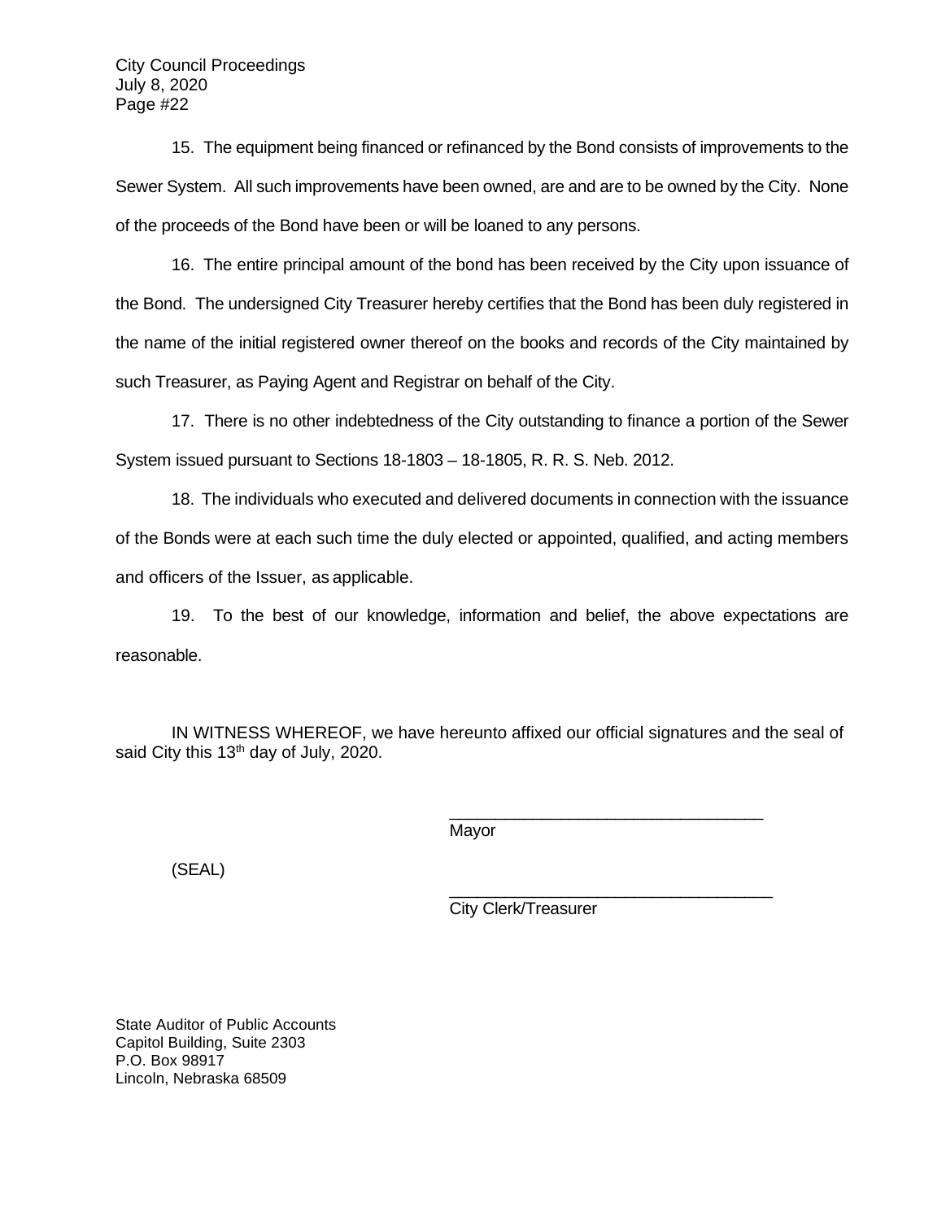15. The equipment being financed or refinanced by the Bond consists of improvements to the Sewer System. All such improvements have been owned, are and are to be owned by the City. None of the proceeds of the Bond have been or will be loaned to any persons.

16. The entire principal amount of the bond has been received by the City upon issuance of the Bond. The undersigned City Treasurer hereby certifies that the Bond has been duly registered in the name of the initial registered owner thereof on the books and records of the City maintained by such Treasurer, as Paying Agent and Registrar on behalf of the City.

17. There is no other indebtedness of the City outstanding to finance a portion of the Sewer System issued pursuant to Sections 18-1803 – 18-1805, R. R. S. Neb. 2012.

18. The individuals who executed and delivered documents in connection with the issuance of the Bonds were at each such time the duly elected or appointed, qualified, and acting members and officers of the Issuer, as applicable.

19. To the best of our knowledge, information and belief, the above expectations are reasonable.

IN WITNESS WHEREOF, we have hereunto affixed our official signatures and the seal of said City this 13th day of July, 2020.

\_\_\_\_\_\_\_\_\_\_\_\_\_\_\_\_\_\_\_\_\_\_\_\_\_\_\_\_\_\_\_\_\_\_
Mayor

(SEAL)

\_\_\_\_\_\_\_\_\_\_\_\_\_\_\_\_\_\_\_\_\_\_\_\_\_\_\_\_\_\_\_\_\_\_
City Clerk/Treasurer

State Auditor of Public Accounts
Capitol Building, Suite 2303
P.O. Box 98917
Lincoln, Nebraska 68509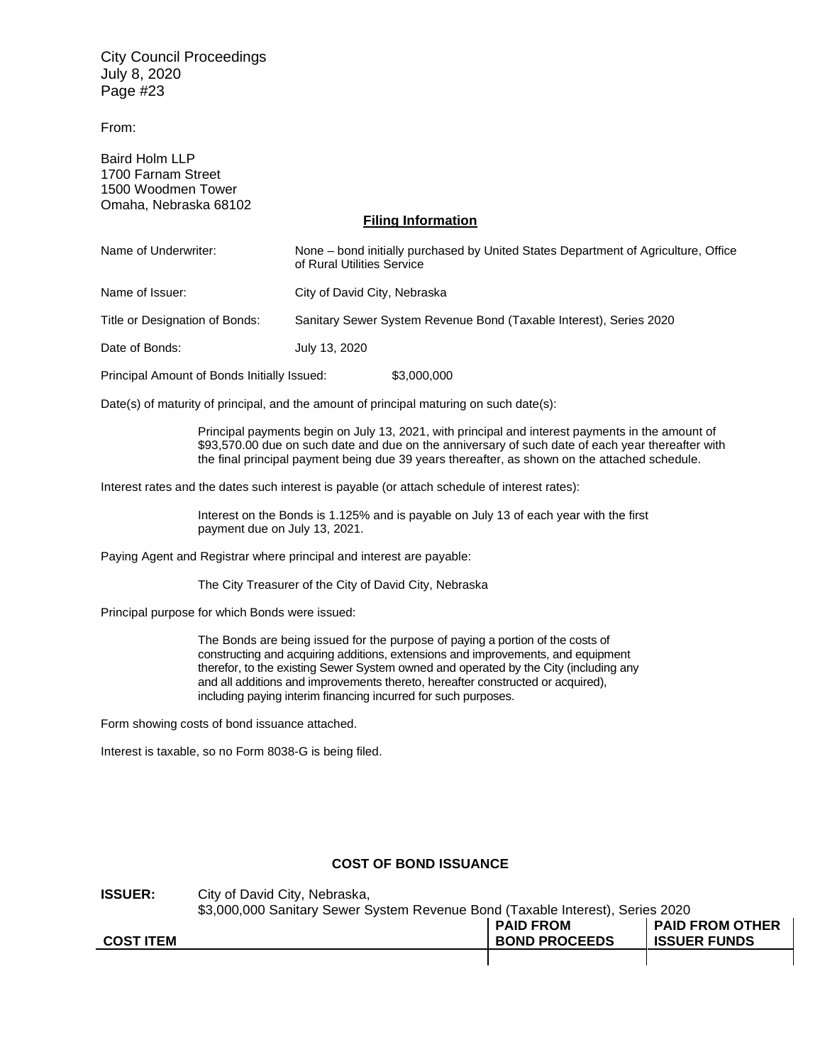From:

Baird Holm LLP
1700 Farnam Street
1500 Woodmen Tower
Omaha, Nebraska 68102

**Filing Information**

Name of Underwriter: None – bond initially purchased by United States Department of Agriculture, Office of Rural Utilities Service

Name of Issuer: City of David City, Nebraska

Title or Designation of Bonds: Sanitary Sewer System Revenue Bond (Taxable Interest), Series 2020

Date of Bonds: July 13, 2020

Principal Amount of Bonds Initially Issued: $3,000,000

Date(s) of maturity of principal, and the amount of principal maturing on such date(s):

> Principal payments begin on July 13, 2021, with principal and interest payments in the amount of $93,570.00 due on such date and due on the anniversary of such date of each year thereafter with the final principal payment being due 39 years thereafter, as shown on the attached schedule.

Interest rates and the dates such interest is payable (or attach schedule of interest rates):

> Interest on the Bonds is 1.125% and is payable on July 13 of each year with the first payment due on July 13, 2021.

Paying Agent and Registrar where principal and interest are payable:

> The City Treasurer of the City of David City, Nebraska

Principal purpose for which Bonds were issued:

> The Bonds are being issued for the purpose of paying a portion of the costs of constructing and acquiring additions, extensions and improvements, and equipment therefor, to the existing Sewer System owned and operated by the City (including any and all additions and improvements thereto, hereafter constructed or acquired), including paying interim financing incurred for such purposes.

Form showing costs of bond issuance attached.

Interest is taxable, so no Form 8038-G is being filed.

**COST OF BOND ISSUANCE**

**ISSUER:** City of David City, Nebraska,
$3,000,000 Sanitary Sewer System Revenue Bond (Taxable Interest), Series 2020

| COST ITEM | PAID FROM BOND PROCEEDS | PAID FROM OTHER ISSUER FUNDS |
|---|---|---|
| | | |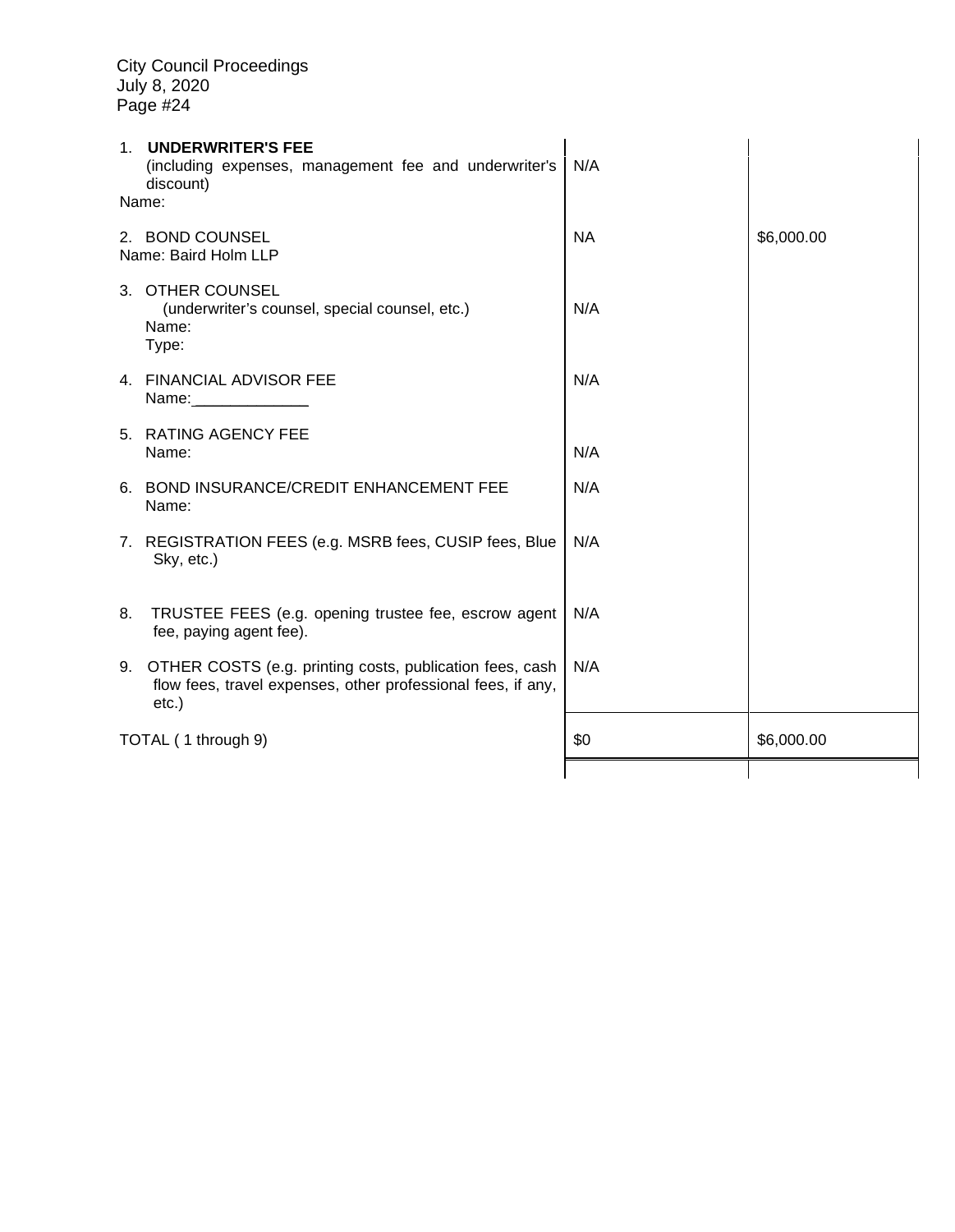| | | |
|---|---|---|
| 1. **UNDERWRITER'S FEE**<br>(including expenses, management fee and underwriter's discount)<br>Name: | N/A | |
| 2. BOND COUNSEL<br>Name: Baird Holm LLP | NA | $6,000.00 |
| 3. OTHER COUNSEL<br>(underwriter's counsel, special counsel, etc.)<br>Name:<br>Type: | N/A | |
| 4. FINANCIAL ADVISOR FEE<br>Name:_____________ | N/A | |
| 5. RATING AGENCY FEE<br>Name: | N/A | |
| 6. BOND INSURANCE/CREDIT ENHANCEMENT FEE<br>Name: | N/A | |
| 7. REGISTRATION FEES (e.g. MSRB fees, CUSIP fees, Blue Sky, etc.) | N/A | |
| 8. TRUSTEE FEES (e.g. opening trustee fee, escrow agent fee, paying agent fee). | N/A | |
| 9. OTHER COSTS (e.g. printing costs, publication fees, cash flow fees, travel expenses, other professional fees, if any, etc.) | N/A | |
| TOTAL ( 1 through 9) | $0 | $6,000.00 |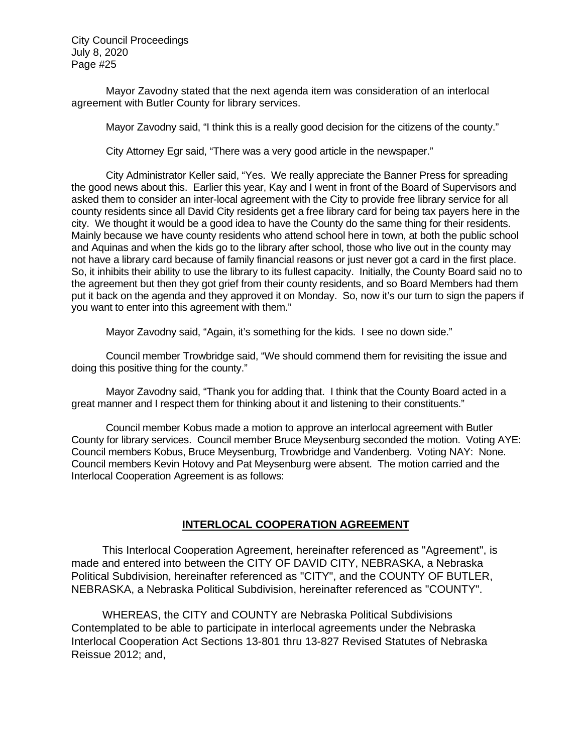Mayor Zavodny stated that the next agenda item was consideration of an interlocal agreement with Butler County for library services.

Mayor Zavodny said, "I think this is a really good decision for the citizens of the county."

City Attorney Egr said, "There was a very good article in the newspaper."

City Administrator Keller said, "Yes. We really appreciate the Banner Press for spreading the good news about this. Earlier this year, Kay and I went in front of the Board of Supervisors and asked them to consider an inter-local agreement with the City to provide free library service for all county residents since all David City residents get a free library card for being tax payers here in the city. We thought it would be a good idea to have the County do the same thing for their residents. Mainly because we have county residents who attend school here in town, at both the public school and Aquinas and when the kids go to the library after school, those who live out in the county may not have a library card because of family financial reasons or just never got a card in the first place. So, it inhibits their ability to use the library to its fullest capacity. Initially, the County Board said no to the agreement but then they got grief from their county residents, and so Board Members had them put it back on the agenda and they approved it on Monday. So, now it's our turn to sign the papers if you want to enter into this agreement with them."

Mayor Zavodny said, "Again, it's something for the kids. I see no down side."

Council member Trowbridge said, "We should commend them for revisiting the issue and doing this positive thing for the county."

Mayor Zavodny said, "Thank you for adding that. I think that the County Board acted in a great manner and I respect them for thinking about it and listening to their constituents."

Council member Kobus made a motion to approve an interlocal agreement with Butler County for library services. Council member Bruce Meysenburg seconded the motion. Voting AYE: Council members Kobus, Bruce Meysenburg, Trowbridge and Vandenberg. Voting NAY: None. Council members Kevin Hotovy and Pat Meysenburg were absent. The motion carried and the Interlocal Cooperation Agreement is as follows:

## INTERLOCAL COOPERATION AGREEMENT

This Interlocal Cooperation Agreement, hereinafter referenced as "Agreement", is made and entered into between the CITY OF DAVID CITY, NEBRASKA, a Nebraska Political Subdivision, hereinafter referenced as "CITY", and the COUNTY OF BUTLER, NEBRASKA, a Nebraska Political Subdivision, hereinafter referenced as "COUNTY".

WHEREAS, the CITY and COUNTY are Nebraska Political Subdivisions Contemplated to be able to participate in interlocal agreements under the Nebraska Interlocal Cooperation Act Sections 13-801 thru 13-827 Revised Statutes of Nebraska Reissue 2012; and,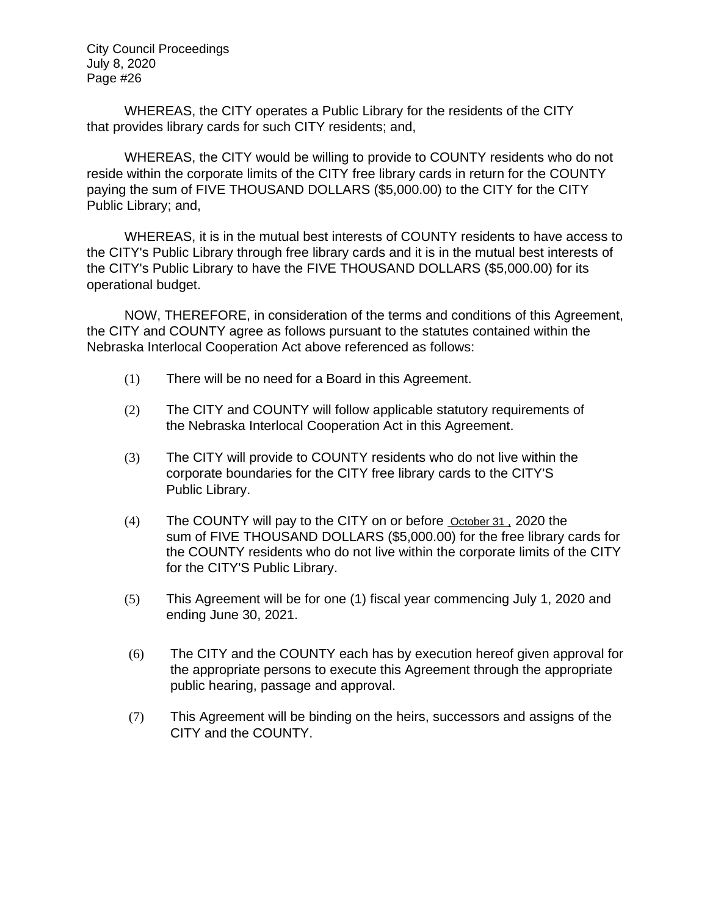WHEREAS, the CITY operates a Public Library for the residents of the CITY that provides library cards for such CITY residents; and,

WHEREAS, the CITY would be willing to provide to COUNTY residents who do not reside within the corporate limits of the CITY free library cards in return for the COUNTY paying the sum of FIVE THOUSAND DOLLARS ($5,000.00) to the CITY for the CITY Public Library; and,

WHEREAS, it is in the mutual best interests of COUNTY residents to have access to the CITY's Public Library through free library cards and it is in the mutual best interests of the CITY's Public Library to have the FIVE THOUSAND DOLLARS ($5,000.00) for its operational budget.

NOW, THEREFORE, in consideration of the terms and conditions of this Agreement, the CITY and COUNTY agree as follows pursuant to the statutes contained within the Nebraska Interlocal Cooperation Act above referenced as follows:

(1) There will be no need for a Board in this Agreement.

(2) The CITY and COUNTY will follow applicable statutory requirements of the Nebraska Interlocal Cooperation Act in this Agreement.

(3) The CITY will provide to COUNTY residents who do not live within the corporate boundaries for the CITY free library cards to the CITY'S Public Library.

(4) The COUNTY will pay to the CITY on or before October 31 , 2020 the sum of FIVE THOUSAND DOLLARS ($5,000.00) for the free library cards for the COUNTY residents who do not live within the corporate limits of the CITY for the CITY'S Public Library.

(5) This Agreement will be for one (1) fiscal year commencing July 1, 2020 and ending June 30, 2021.

(6) The CITY and the COUNTY each has by execution hereof given approval for the appropriate persons to execute this Agreement through the appropriate public hearing, passage and approval.

(7) This Agreement will be binding on the heirs, successors and assigns of the CITY and the COUNTY.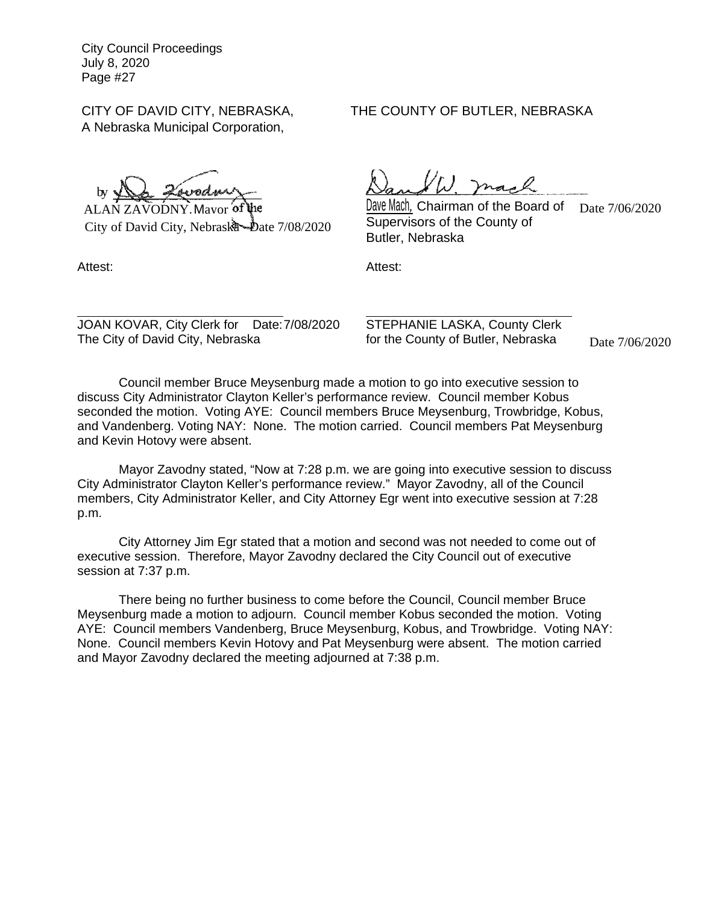CITY OF DAVID CITY, NEBRASKA,
A Nebraska Municipal Corporation,

by

ALAN ZAVODNY, Mayor of the City of David City, Nebraska Date 7/08/2020

Attest:

JOAN KOVAR, City Clerk for The City of David City, Nebraska Date: 7/08/2020

THE COUNTY OF BUTLER, NEBRASKA

Dave Mach, Chairman of the Board of Supervisors of the County of Butler, Nebraska Date 7/06/2020

Attest:

STEPHANIE LASKA, County Clerk for the County of Butler, Nebraska Date 7/06/2020

Council member Bruce Meysenburg made a motion to go into executive session to discuss City Administrator Clayton Keller's performance review. Council member Kobus seconded the motion. Voting AYE: Council members Bruce Meysenburg, Trowbridge, Kobus, and Vandenberg. Voting NAY: None. The motion carried. Council members Pat Meysenburg and Kevin Hotovy were absent.

Mayor Zavodny stated, "Now at 7:28 p.m. we are going into executive session to discuss City Administrator Clayton Keller's performance review." Mayor Zavodny, all of the Council members, City Administrator Keller, and City Attorney Egr went into executive session at 7:28 p.m.

City Attorney Jim Egr stated that a motion and second was not needed to come out of executive session. Therefore, Mayor Zavodny declared the City Council out of executive session at 7:37 p.m.

There being no further business to come before the Council, Council member Bruce Meysenburg made a motion to adjourn. Council member Kobus seconded the motion. Voting AYE: Council members Vandenberg, Bruce Meysenburg, Kobus, and Trowbridge. Voting NAY: None. Council members Kevin Hotovy and Pat Meysenburg were absent. The motion carried and Mayor Zavodny declared the meeting adjourned at 7:38 p.m.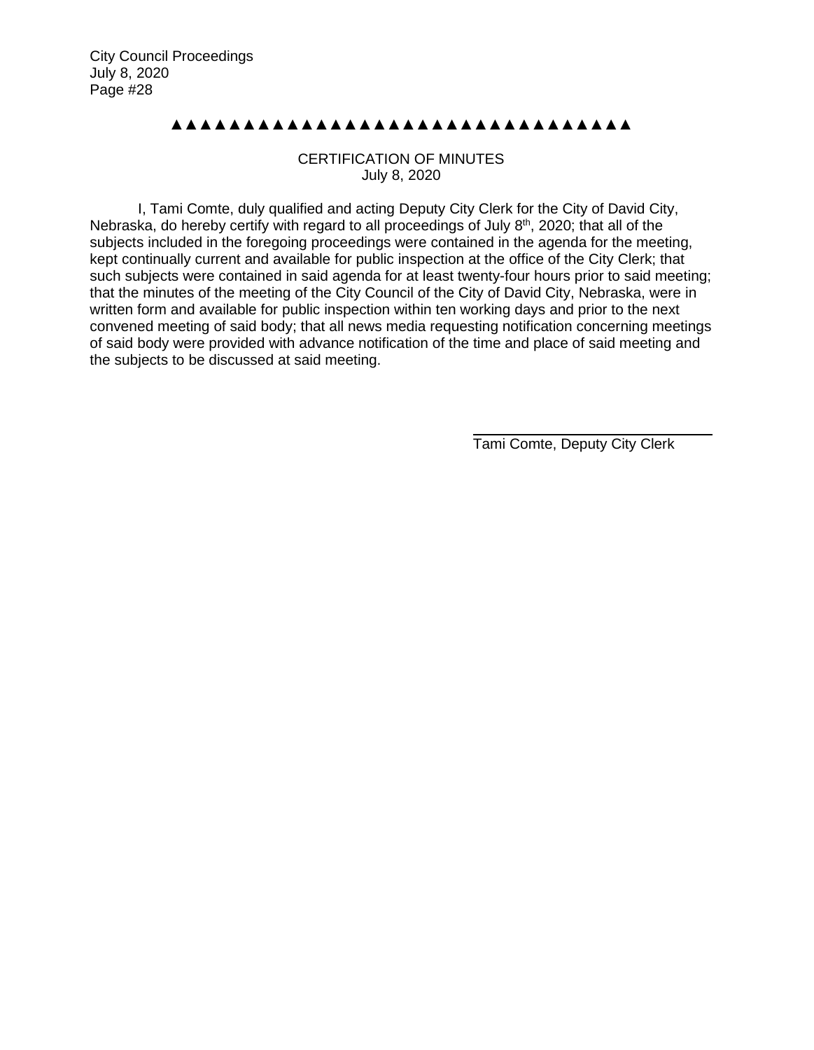▲▲▲▲▲▲▲▲▲▲▲▲▲▲▲▲▲▲▲▲▲▲▲▲▲▲▲▲▲▲▲▲▲▲▲

CERTIFICATION OF MINUTES
July 8, 2020

I, Tami Comte, duly qualified and acting Deputy City Clerk for the City of David City, Nebraska, do hereby certify with regard to all proceedings of July 8th, 2020; that all of the subjects included in the foregoing proceedings were contained in the agenda for the meeting, kept continually current and available for public inspection at the office of the City Clerk; that such subjects were contained in said agenda for at least twenty-four hours prior to said meeting; that the minutes of the meeting of the City Council of the City of David City, Nebraska, were in written form and available for public inspection within ten working days and prior to the next convened meeting of said body; that all news media requesting notification concerning meetings of said body were provided with advance notification of the time and place of said meeting and the subjects to be discussed at said meeting.

\_\_\_\_\_\_\_\_\_\_\_\_\_\_\_\_\_\_\_\_\_\_\_\_\_\_\_\_\_\_
Tami Comte, Deputy City Clerk